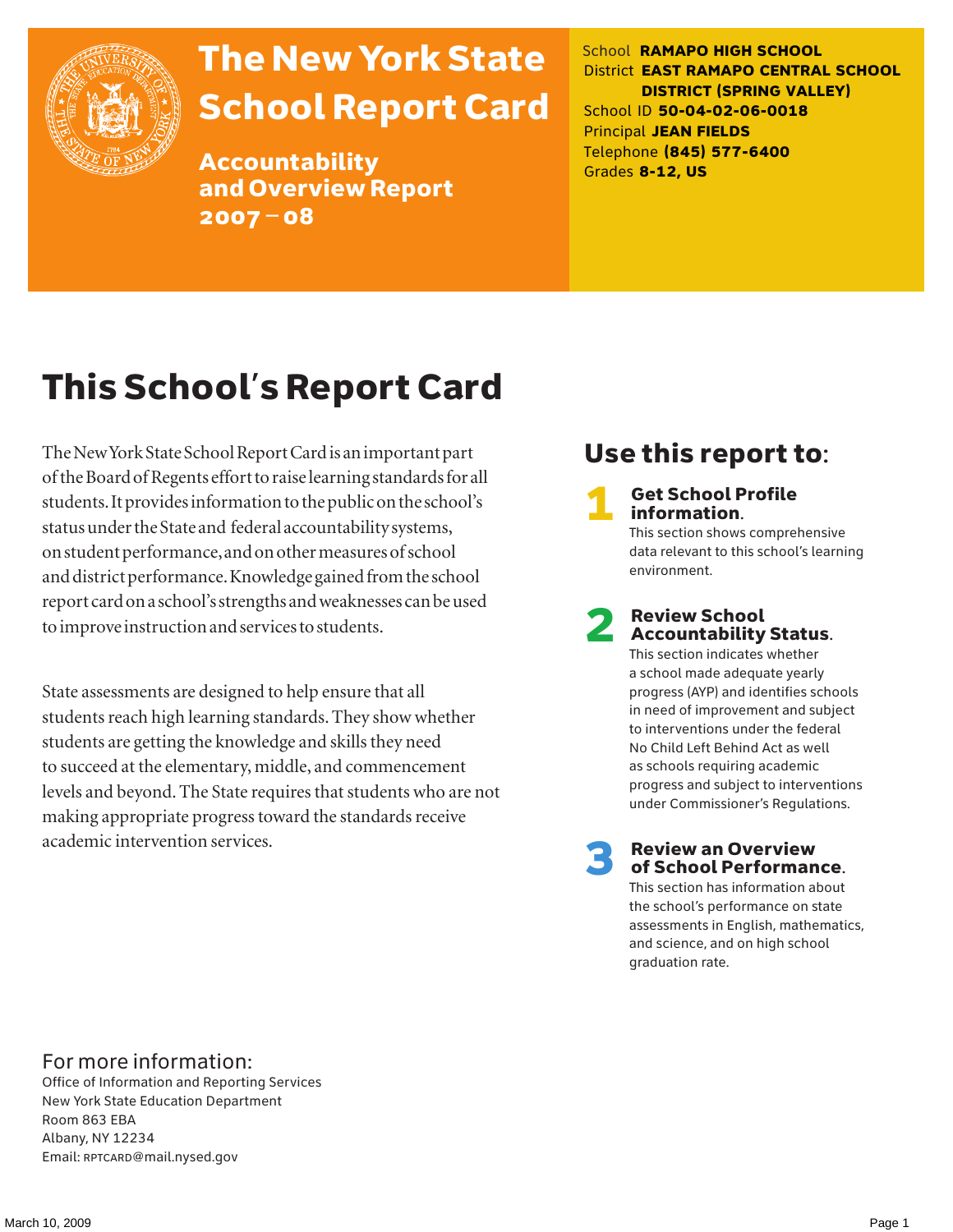# The New York State School Report Card

## Accountability and Overview Report 2007 – 08

School **RAMAPO HIGH SCHOOL**
District **EAST RAMAPO CENTRAL SCHOOL DISTRICT (SPRING VALLEY)**
School ID **50-04-02-06-0018**
Principal **JEAN FIELDS**
Telephone **(845) 577-6400**
Grades **8-12, US**

# This School's Report Card

The New York State School Report Card is an important part of the Board of Regents effort to raise learning standards for all students. It provides information to the public on the school's status under the State and federal accountability systems, on student performance, and on other measures of school and district performance. Knowledge gained from the school report card on a school's strengths and weaknesses can be used to improve instruction and services to students.

State assessments are designed to help ensure that all students reach high learning standards. They show whether students are getting the knowledge and skills they need to succeed at the elementary, middle, and commencement levels and beyond. The State requires that students who are not making appropriate progress toward the standards receive academic intervention services.

## Use this report to:

**1 Get School Profile information.**
This section shows comprehensive data relevant to this school's learning environment.

**2 Review School Accountability Status.**
This section indicates whether a school made adequate yearly progress (AYP) and identifies schools in need of improvement and subject to interventions under the federal No Child Left Behind Act as well as schools requiring academic progress and subject to interventions under Commissioner's Regulations.

**3 Review an Overview of School Performance.**
This section has information about the school's performance on state assessments in English, mathematics, and science, and on high school graduation rate.

## For more information:

Office of Information and Reporting Services
New York State Education Department
Room 863 EBA
Albany, NY 12234
Email: RPTCARD@mail.nysed.gov

March 10, 2009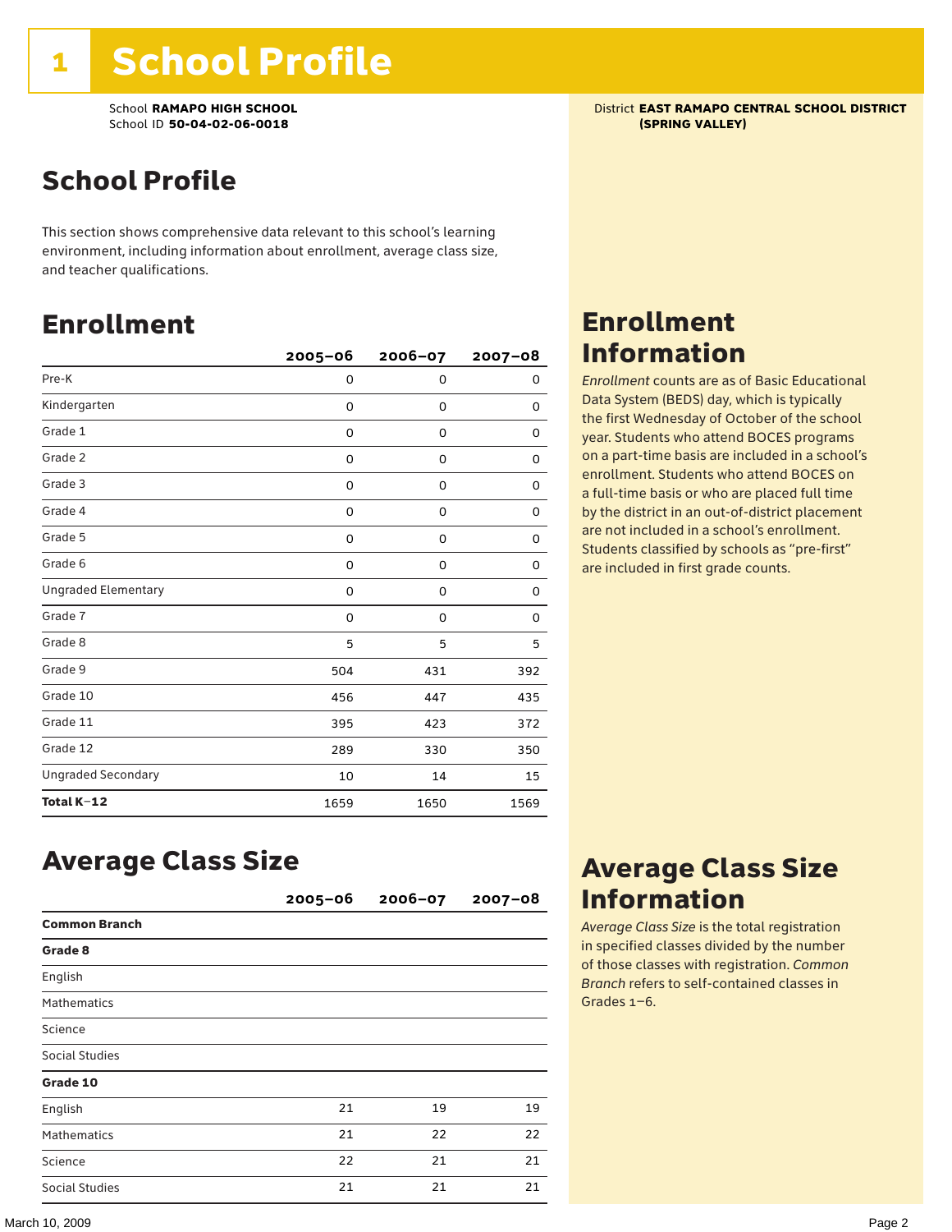# 1 School Profile

School **RAMAPO HIGH SCHOOL**
School ID **50-04-02-06-0018**

District **EAST RAMAPO CENTRAL SCHOOL DISTRICT (SPRING VALLEY)**

## School Profile

This section shows comprehensive data relevant to this school's learning environment, including information about enrollment, average class size, and teacher qualifications.

## Enrollment

| | 2005–06 | 2006–07 | 2007–08 |
|---|---|---|---|
| Pre-K | 0 | 0 | 0 |
| Kindergarten | 0 | 0 | 0 |
| Grade 1 | 0 | 0 | 0 |
| Grade 2 | 0 | 0 | 0 |
| Grade 3 | 0 | 0 | 0 |
| Grade 4 | 0 | 0 | 0 |
| Grade 5 | 0 | 0 | 0 |
| Grade 6 | 0 | 0 | 0 |
| Ungraded Elementary | 0 | 0 | 0 |
| Grade 7 | 0 | 0 | 0 |
| Grade 8 | 5 | 5 | 5 |
| Grade 9 | 504 | 431 | 392 |
| Grade 10 | 456 | 447 | 435 |
| Grade 11 | 395 | 423 | 372 |
| Grade 12 | 289 | 330 | 350 |
| Ungraded Secondary | 10 | 14 | 15 |
| **Total K–12** | 1659 | 1650 | 1569 |

## Enrollment Information

*Enrollment* counts are as of Basic Educational Data System (BEDS) day, which is typically the first Wednesday of October of the school year. Students who attend BOCES programs on a part-time basis are included in a school's enrollment. Students who attend BOCES on a full-time basis or who are placed full time by the district in an out-of-district placement are not included in a school's enrollment. Students classified by schools as "pre-first" are included in first grade counts.

## Average Class Size

| | 2005–06 | 2006–07 | 2007–08 |
|---|---|---|---|
| **Common Branch** | | | |
| **Grade 8** | | | |
| English | | | |
| Mathematics | | | |
| Science | | | |
| Social Studies | | | |
| **Grade 10** | | | |
| English | 21 | 19 | 19 |
| Mathematics | 21 | 22 | 22 |
| Science | 22 | 21 | 21 |
| Social Studies | 21 | 21 | 21 |

## Average Class Size Information

*Average Class Size* is the total registration in specified classes divided by the number of those classes with registration. *Common Branch* refers to self-contained classes in Grades 1–6.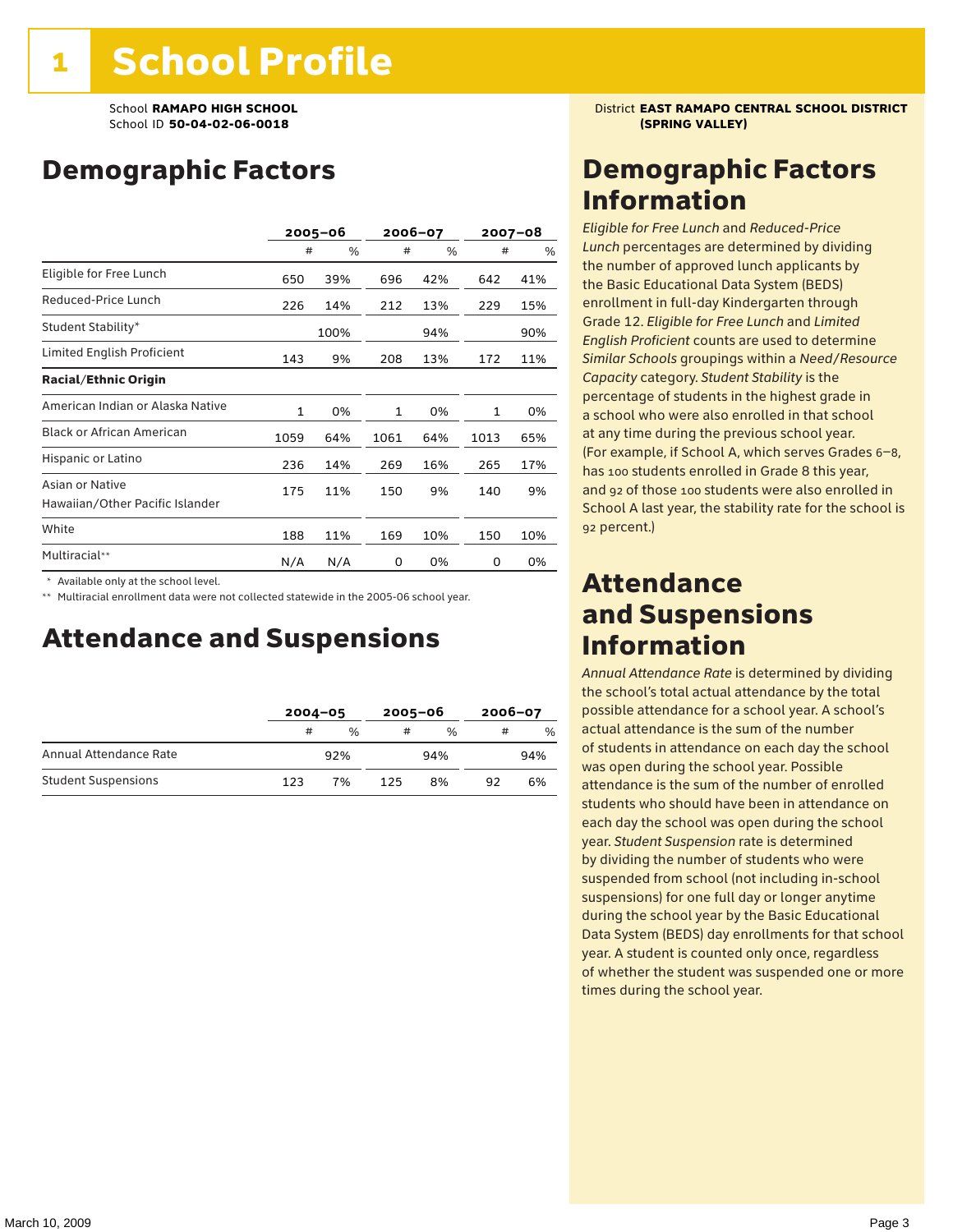# 1 School Profile

School **RAMAPO HIGH SCHOOL**
School ID **50-04-02-06-0018**

District **EAST RAMAPO CENTRAL SCHOOL DISTRICT (SPRING VALLEY)**

## Demographic Factors

| | 2005–06 | | 2006–07 | | 2007–08 | |
|---|---|---|---|---|---|---|
| | # | % | # | % | # | % |
| Eligible for Free Lunch | 650 | 39% | 696 | 42% | 642 | 41% |
| Reduced-Price Lunch | 226 | 14% | 212 | 13% | 229 | 15% |
| Student Stability* | | 100% | | 94% | | 90% |
| Limited English Proficient | 143 | 9% | 208 | 13% | 172 | 11% |
| **Racial/Ethnic Origin** | | | | | | |
| American Indian or Alaska Native | 1 | 0% | 1 | 0% | 1 | 0% |
| Black or African American | 1059 | 64% | 1061 | 64% | 1013 | 65% |
| Hispanic or Latino | 236 | 14% | 269 | 16% | 265 | 17% |
| Asian or Native Hawaiian/Other Pacific Islander | 175 | 11% | 150 | 9% | 140 | 9% |
| White | 188 | 11% | 169 | 10% | 150 | 10% |
| Multiracial** | N/A | N/A | 0 | 0% | 0 | 0% |

\* Available only at the school level.
\*\* Multiracial enrollment data were not collected statewide in the 2005-06 school year.

## Attendance and Suspensions

| | 2004–05 | | 2005–06 | | 2006–07 | |
|---|---|---|---|---|---|---|
| | # | % | # | % | # | % |
| Annual Attendance Rate | | 92% | | 94% | | 94% |
| Student Suspensions | 123 | 7% | 125 | 8% | 92 | 6% |

## Demographic Factors Information

*Eligible for Free Lunch* and *Reduced-Price Lunch* percentages are determined by dividing the number of approved lunch applicants by the Basic Educational Data System (BEDS) enrollment in full-day Kindergarten through Grade 12. *Eligible for Free Lunch* and *Limited English Proficient* counts are used to determine *Similar Schools* groupings within a *Need/Resource Capacity* category. *Student Stability* is the percentage of students in the highest grade in a school who were also enrolled in that school at any time during the previous school year. (For example, if School A, which serves Grades 6–8, has 100 students enrolled in Grade 8 this year, and 92 of those 100 students were also enrolled in School A last year, the stability rate for the school is 92 percent.)

## Attendance and Suspensions Information

*Annual Attendance Rate* is determined by dividing the school's total actual attendance by the total possible attendance for a school year. A school's actual attendance is the sum of the number of students in attendance on each day the school was open during the school year. Possible attendance is the sum of the number of enrolled students who should have been in attendance on each day the school was open during the school year. *Student Suspension* rate is determined by dividing the number of students who were suspended from school (not including in-school suspensions) for one full day or longer anytime during the school year by the Basic Educational Data System (BEDS) day enrollments for that school year. A student is counted only once, regardless of whether the student was suspended one or more times during the school year.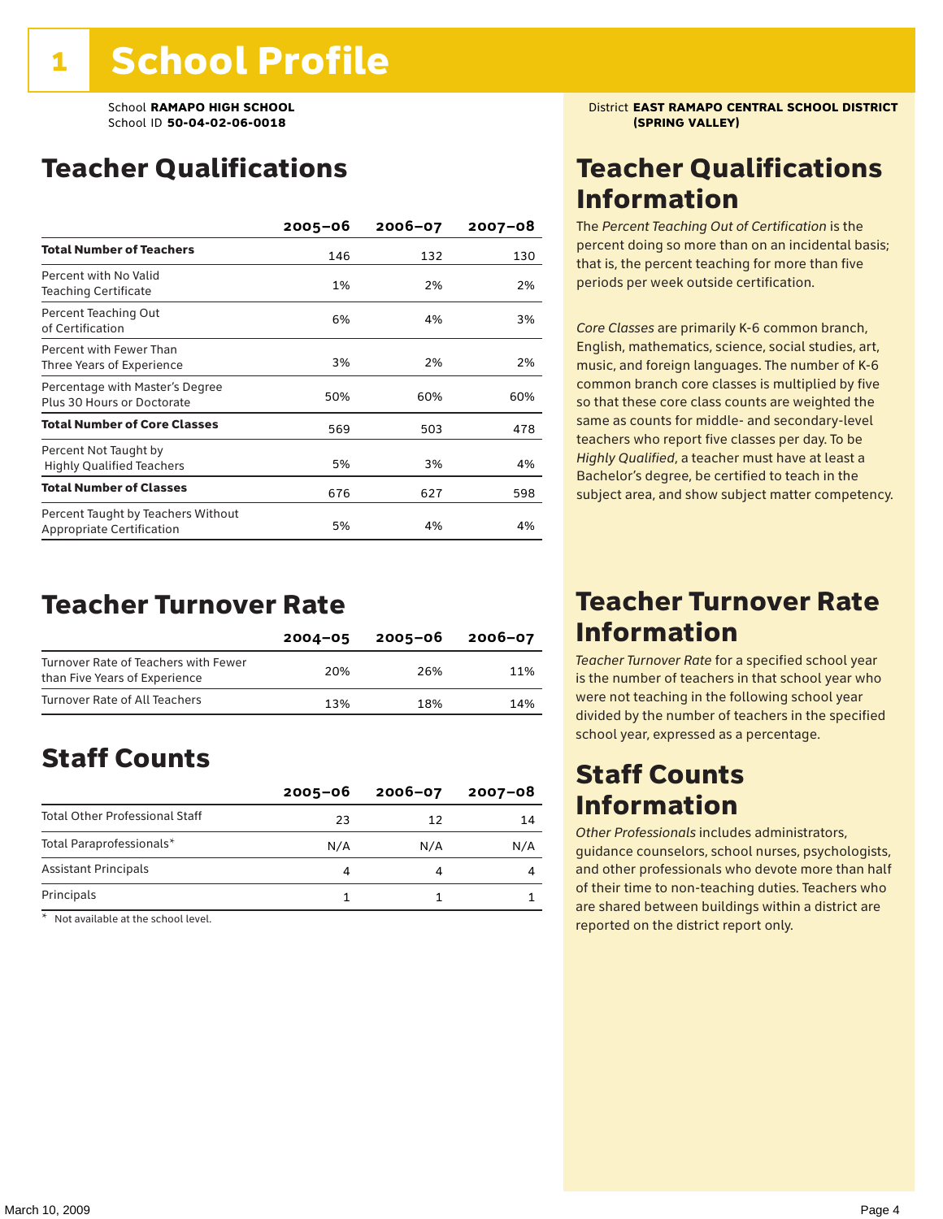# 1 School Profile

School **RAMAPO HIGH SCHOOL**
School ID **50-04-02-06-0018**

District **EAST RAMAPO CENTRAL SCHOOL DISTRICT (SPRING VALLEY)**

## Teacher Qualifications

| | 2005–06 | 2006–07 | 2007–08 |
|---|---|---|---|
| **Total Number of Teachers** | 146 | 132 | 130 |
| Percent with No Valid Teaching Certificate | 1% | 2% | 2% |
| Percent Teaching Out of Certification | 6% | 4% | 3% |
| Percent with Fewer Than Three Years of Experience | 3% | 2% | 2% |
| Percentage with Master's Degree Plus 30 Hours or Doctorate | 50% | 60% | 60% |
| **Total Number of Core Classes** | 569 | 503 | 478 |
| Percent Not Taught by Highly Qualified Teachers | 5% | 3% | 4% |
| **Total Number of Classes** | 676 | 627 | 598 |
| Percent Taught by Teachers Without Appropriate Certification | 5% | 4% | 4% |

## Teacher Qualifications Information

The *Percent Teaching Out of Certification* is the percent doing so more than on an incidental basis; that is, the percent teaching for more than five periods per week outside certification.

*Core Classes* are primarily K-6 common branch, English, mathematics, science, social studies, art, music, and foreign languages. The number of K-6 common branch core classes is multiplied by five so that these core class counts are weighted the same as counts for middle- and secondary-level teachers who report five classes per day. To be *Highly Qualified*, a teacher must have at least a Bachelor's degree, be certified to teach in the subject area, and show subject matter competency.

## Teacher Turnover Rate

| | 2004–05 | 2005–06 | 2006–07 |
|---|---|---|---|
| Turnover Rate of Teachers with Fewer than Five Years of Experience | 20% | 26% | 11% |
| Turnover Rate of All Teachers | 13% | 18% | 14% |

## Teacher Turnover Rate Information

*Teacher Turnover Rate* for a specified school year is the number of teachers in that school year who were not teaching in the following school year divided by the number of teachers in the specified school year, expressed as a percentage.

## Staff Counts

| | 2005–06 | 2006–07 | 2007–08 |
|---|---|---|---|
| Total Other Professional Staff | 23 | 12 | 14 |
| Total Paraprofessionals* | N/A | N/A | N/A |
| Assistant Principals | 4 | 4 | 4 |
| Principals | 1 | 1 | 1 |

\* Not available at the school level.

## Staff Counts Information

*Other Professionals* includes administrators, guidance counselors, school nurses, psychologists, and other professionals who devote more than half of their time to non-teaching duties. Teachers who are shared between buildings within a district are reported on the district report only.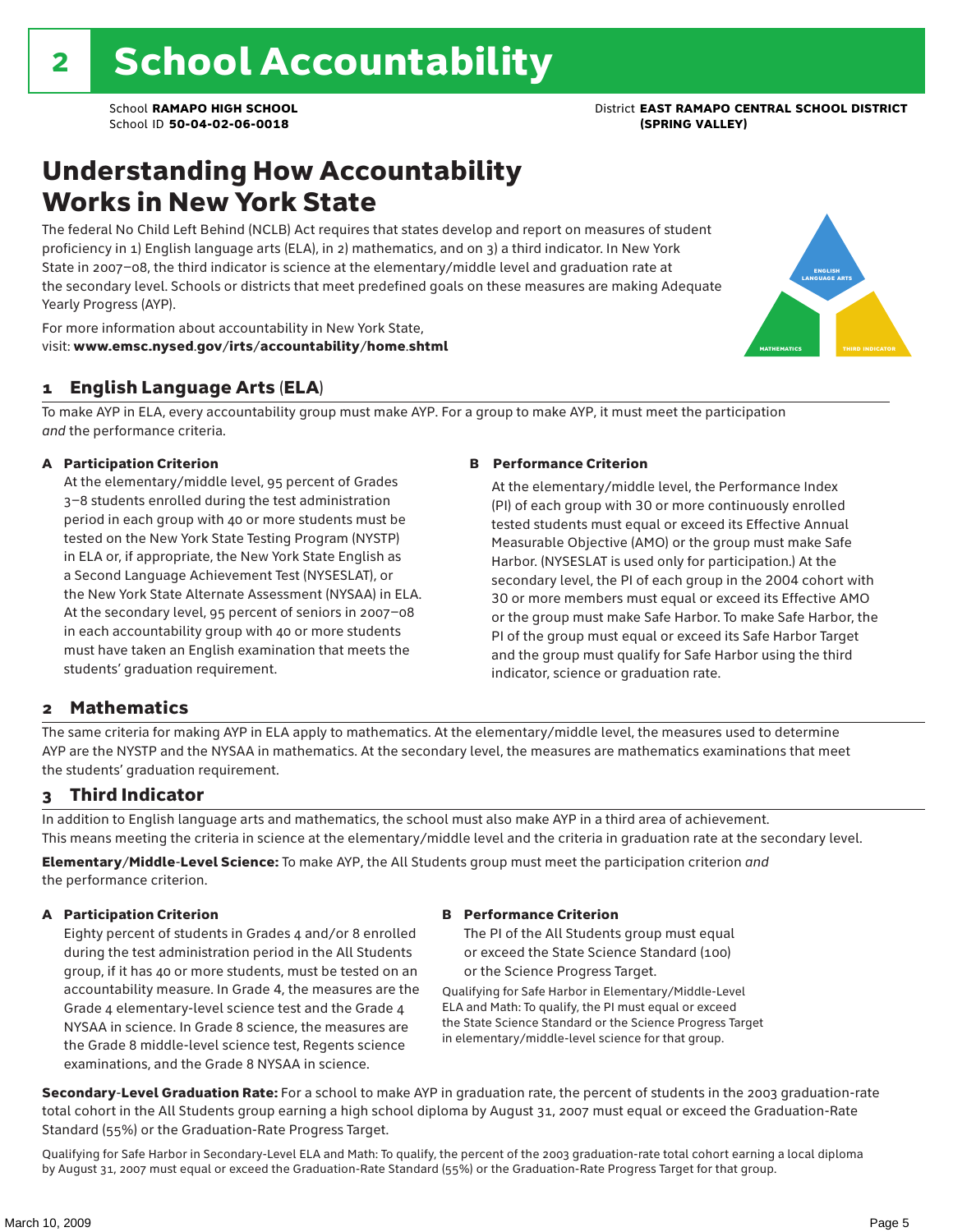# 2 School Accountability

School **RAMAPO HIGH SCHOOL**
School ID **50-04-02-06-0018**

District **EAST RAMAPO CENTRAL SCHOOL DISTRICT (SPRING VALLEY)**

## Understanding How Accountability Works in New York State

The federal No Child Left Behind (NCLB) Act requires that states develop and report on measures of student proficiency in 1) English language arts (ELA), in 2) mathematics, and on 3) a third indicator. In New York State in 2007–08, the third indicator is science at the elementary/middle level and graduation rate at the secondary level. Schools or districts that meet predefined goals on these measures are making Adequate Yearly Progress (AYP).

For more information about accountability in New York State, visit: **www.emsc.nysed.gov/irts/accountability/home.shtml**

ENGLISH LANGUAGE ARTS
MATHEMATICS
THIRD INDICATOR

### 1 English Language Arts (ELA)

To make AYP in ELA, every accountability group must make AYP. For a group to make AYP, it must meet the participation *and* the performance criteria.

**A Participation Criterion**

At the elementary/middle level, 95 percent of Grades 3–8 students enrolled during the test administration period in each group with 40 or more students must be tested on the New York State Testing Program (NYSTP) in ELA or, if appropriate, the New York State English as a Second Language Achievement Test (NYSESLAT), or the New York State Alternate Assessment (NYSAA) in ELA. At the secondary level, 95 percent of seniors in 2007–08 in each accountability group with 40 or more students must have taken an English examination that meets the students' graduation requirement.

**B Performance Criterion**

At the elementary/middle level, the Performance Index (PI) of each group with 30 or more continuously enrolled tested students must equal or exceed its Effective Annual Measurable Objective (AMO) or the group must make Safe Harbor. (NYSESLAT is used only for participation.) At the secondary level, the PI of each group in the 2004 cohort with 30 or more members must equal or exceed its Effective AMO or the group must make Safe Harbor. To make Safe Harbor, the PI of the group must equal or exceed its Safe Harbor Target and the group must qualify for Safe Harbor using the third indicator, science or graduation rate.

### 2 Mathematics

The same criteria for making AYP in ELA apply to mathematics. At the elementary/middle level, the measures used to determine AYP are the NYSTP and the NYSAA in mathematics. At the secondary level, the measures are mathematics examinations that meet the students' graduation requirement.

### 3 Third Indicator

In addition to English language arts and mathematics, the school must also make AYP in a third area of achievement. This means meeting the criteria in science at the elementary/middle level and the criteria in graduation rate at the secondary level.

**Elementary/Middle-Level Science:** To make AYP, the All Students group must meet the participation criterion *and* the performance criterion.

**A Participation Criterion**

Eighty percent of students in Grades 4 and/or 8 enrolled during the test administration period in the All Students group, if it has 40 or more students, must be tested on an accountability measure. In Grade 4, the measures are the Grade 4 elementary-level science test and the Grade 4 NYSAA in science. In Grade 8 science, the measures are the Grade 8 middle-level science test, Regents science examinations, and the Grade 8 NYSAA in science.

**B Performance Criterion**

The PI of the All Students group must equal or exceed the State Science Standard (100) or the Science Progress Target.

Qualifying for Safe Harbor in Elementary/Middle-Level ELA and Math: To qualify, the PI must equal or exceed the State Science Standard or the Science Progress Target in elementary/middle-level science for that group.

**Secondary-Level Graduation Rate:** For a school to make AYP in graduation rate, the percent of students in the 2003 graduation-rate total cohort in the All Students group earning a high school diploma by August 31, 2007 must equal or exceed the Graduation-Rate Standard (55%) or the Graduation-Rate Progress Target.

Qualifying for Safe Harbor in Secondary-Level ELA and Math: To qualify, the percent of the 2003 graduation-rate total cohort earning a local diploma by August 31, 2007 must equal or exceed the Graduation-Rate Standard (55%) or the Graduation-Rate Progress Target for that group.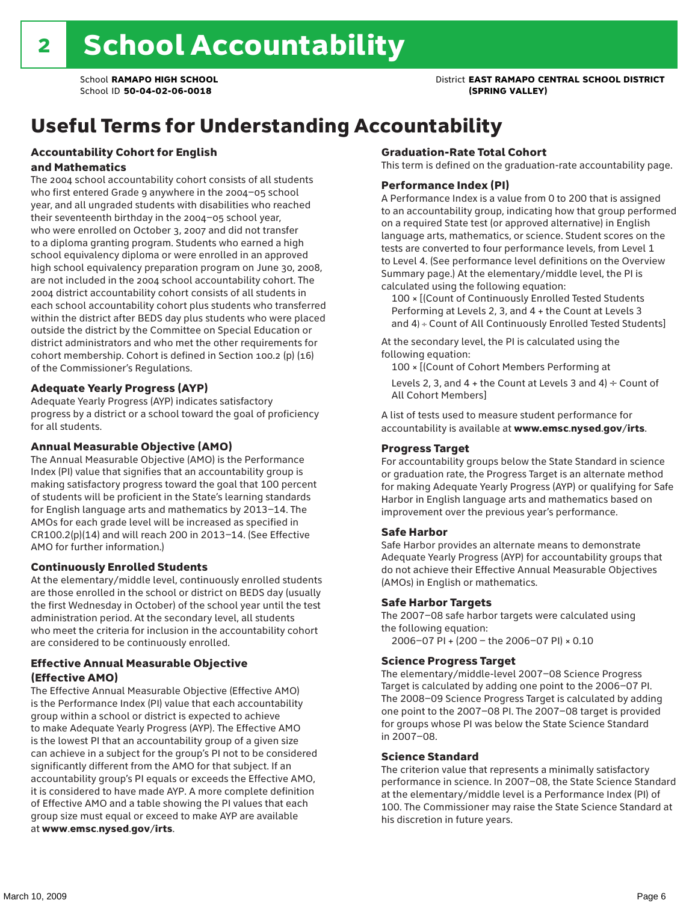# 2 School Accountability

School **RAMAPO HIGH SCHOOL**
School ID **50-04-02-06-0018**

District **EAST RAMAPO CENTRAL SCHOOL DISTRICT (SPRING VALLEY)**

## Useful Terms for Understanding Accountability

### Accountability Cohort for English and Mathematics

The 2004 school accountability cohort consists of all students who first entered Grade 9 anywhere in the 2004–05 school year, and all ungraded students with disabilities who reached their seventeenth birthday in the 2004–05 school year, who were enrolled on October 3, 2007 and did not transfer to a diploma granting program. Students who earned a high school equivalency diploma or were enrolled in an approved high school equivalency preparation program on June 30, 2008, are not included in the 2004 school accountability cohort. The 2004 district accountability cohort consists of all students in each school accountability cohort plus students who transferred within the district after BEDS day plus students who were placed outside the district by the Committee on Special Education or district administrators and who met the other requirements for cohort membership. Cohort is defined in Section 100.2 (p) (16) of the Commissioner's Regulations.

### Adequate Yearly Progress (AYP)

Adequate Yearly Progress (AYP) indicates satisfactory progress by a district or a school toward the goal of proficiency for all students.

### Annual Measurable Objective (AMO)

The Annual Measurable Objective (AMO) is the Performance Index (PI) value that signifies that an accountability group is making satisfactory progress toward the goal that 100 percent of students will be proficient in the State's learning standards for English language arts and mathematics by 2013–14. The AMOs for each grade level will be increased as specified in CR100.2(p)(14) and will reach 200 in 2013–14. (See Effective AMO for further information.)

### Continuously Enrolled Students

At the elementary/middle level, continuously enrolled students are those enrolled in the school or district on BEDS day (usually the first Wednesday in October) of the school year until the test administration period. At the secondary level, all students who meet the criteria for inclusion in the accountability cohort are considered to be continuously enrolled.

### Effective Annual Measurable Objective (Effective AMO)

The Effective Annual Measurable Objective (Effective AMO) is the Performance Index (PI) value that each accountability group within a school or district is expected to achieve to make Adequate Yearly Progress (AYP). The Effective AMO is the lowest PI that an accountability group of a given size can achieve in a subject for the group's PI not to be considered significantly different from the AMO for that subject. If an accountability group's PI equals or exceeds the Effective AMO, it is considered to have made AYP. A more complete definition of Effective AMO and a table showing the PI values that each group size must equal or exceed to make AYP are available at **www.emsc.nysed.gov/irts**.

### Graduation-Rate Total Cohort

This term is defined on the graduation-rate accountability page.

### Performance Index (PI)

A Performance Index is a value from 0 to 200 that is assigned to an accountability group, indicating how that group performed on a required State test (or approved alternative) in English language arts, mathematics, or science. Student scores on the tests are converted to four performance levels, from Level 1 to Level 4. (See performance level definitions on the Overview Summary page.) At the elementary/middle level, the PI is calculated using the following equation:

100 × [(Count of Continuously Enrolled Tested Students Performing at Levels 2, 3, and 4 + the Count at Levels 3 and 4) ÷ Count of All Continuously Enrolled Tested Students]

At the secondary level, the PI is calculated using the following equation:

100 × [(Count of Cohort Members Performing at Levels 2, 3, and 4 + the Count at Levels 3 and 4) ÷ Count of All Cohort Members]

A list of tests used to measure student performance for accountability is available at **www.emsc.nysed.gov/irts**.

### Progress Target

For accountability groups below the State Standard in science or graduation rate, the Progress Target is an alternate method for making Adequate Yearly Progress (AYP) or qualifying for Safe Harbor in English language arts and mathematics based on improvement over the previous year's performance.

### Safe Harbor

Safe Harbor provides an alternate means to demonstrate Adequate Yearly Progress (AYP) for accountability groups that do not achieve their Effective Annual Measurable Objectives (AMOs) in English or mathematics.

### Safe Harbor Targets

The 2007–08 safe harbor targets were calculated using the following equation:

2006–07 PI + (200 – the 2006–07 PI) × 0.10

### Science Progress Target

The elementary/middle-level 2007–08 Science Progress Target is calculated by adding one point to the 2006–07 PI. The 2008–09 Science Progress Target is calculated by adding one point to the 2007–08 PI. The 2007–08 target is provided for groups whose PI was below the State Science Standard in 2007–08.

### Science Standard

The criterion value that represents a minimally satisfactory performance in science. In 2007–08, the State Science Standard at the elementary/middle level is a Performance Index (PI) of 100. The Commissioner may raise the State Science Standard at his discretion in future years.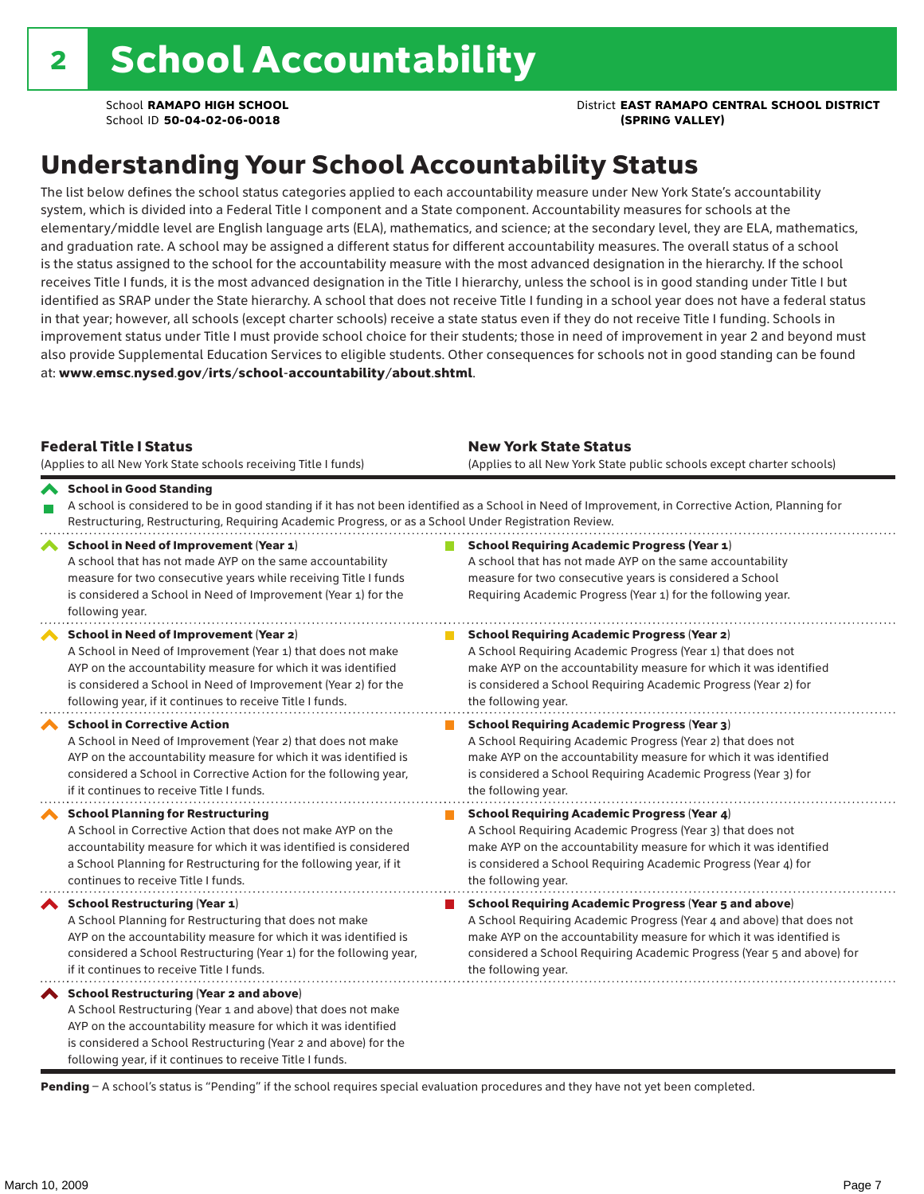# 2 School Accountability

School **RAMAPO HIGH SCHOOL**
School ID **50-04-02-06-0018**

District **EAST RAMAPO CENTRAL SCHOOL DISTRICT (SPRING VALLEY)**

## Understanding Your School Accountability Status

The list below defines the school status categories applied to each accountability measure under New York State's accountability system, which is divided into a Federal Title I component and a State component. Accountability measures for schools at the elementary/middle level are English language arts (ELA), mathematics, and science; at the secondary level, they are ELA, mathematics, and graduation rate. A school may be assigned a different status for different accountability measures. The overall status of a school is the status assigned to the school for the accountability measure with the most advanced designation in the hierarchy. If the school receives Title I funds, it is the most advanced designation in the Title I hierarchy, unless the school is in good standing under Title I but identified as SRAP under the State hierarchy. A school that does not receive Title I funding in a school year does not have a federal status in that year; however, all schools (except charter schools) receive a state status even if they do not receive Title I funding. Schools in improvement status under Title I must provide school choice for their students; those in need of improvement in year 2 and beyond must also provide Supplemental Education Services to eligible students. Other consequences for schools not in good standing can be found at: **www.emsc.nysed.gov/irts/school-accountability/about.shtml**.

| **Federal Title I Status** (Applies to all New York State schools receiving Title I funds) | **New York State Status** (Applies to all New York State public schools except charter schools) |
|---|---|
| **School in Good Standing** A school is considered to be in good standing if it has not been identified as a School in Need of Improvement, in Corrective Action, Planning for Restructuring, Restructuring, Requiring Academic Progress, or as a School Under Registration Review. | |
| **School in Need of Improvement (Year 1)** A school that has not made AYP on the same accountability measure for two consecutive years while receiving Title I funds is considered a School in Need of Improvement (Year 1) for the following year. | **School Requiring Academic Progress (Year 1)** A school that has not made AYP on the same accountability measure for two consecutive years is considered a School Requiring Academic Progress (Year 1) for the following year. |
| **School in Need of Improvement (Year 2)** A School in Need of Improvement (Year 1) that does not make AYP on the accountability measure for which it was identified is considered a School in Need of Improvement (Year 2) for the following year, if it continues to receive Title I funds. | **School Requiring Academic Progress (Year 2)** A School Requiring Academic Progress (Year 1) that does not make AYP on the accountability measure for which it was identified is considered a School Requiring Academic Progress (Year 2) for the following year. |
| **School in Corrective Action** A School in Need of Improvement (Year 2) that does not make AYP on the accountability measure for which it was identified is considered a School in Corrective Action for the following year, if it continues to receive Title I funds. | **School Requiring Academic Progress (Year 3)** A School Requiring Academic Progress (Year 2) that does not make AYP on the accountability measure for which it was identified is considered a School Requiring Academic Progress (Year 3) for the following year. |
| **School Planning for Restructuring** A School in Corrective Action that does not make AYP on the accountability measure for which it was identified is considered a School Planning for Restructuring for the following year, if it continues to receive Title I funds. | **School Requiring Academic Progress (Year 4)** A School Requiring Academic Progress (Year 3) that does not make AYP on the accountability measure for which it was identified is considered a School Requiring Academic Progress (Year 4) for the following year. |
| **School Restructuring (Year 1)** A School Planning for Restructuring that does not make AYP on the accountability measure for which it was identified is considered a School Restructuring (Year 1) for the following year, if it continues to receive Title I funds. | **School Requiring Academic Progress (Year 5 and above)** A School Requiring Academic Progress (Year 4 and above) that does not make AYP on the accountability measure for which it was identified is considered a School Requiring Academic Progress (Year 5 and above) for the following year. |
| **School Restructuring (Year 2 and above)** A School Restructuring (Year 1 and above) that does not make AYP on the accountability measure for which it was identified is considered a School Restructuring (Year 2 and above) for the following year, if it continues to receive Title I funds. | |

**Pending** – A school's status is "Pending" if the school requires special evaluation procedures and they have not yet been completed.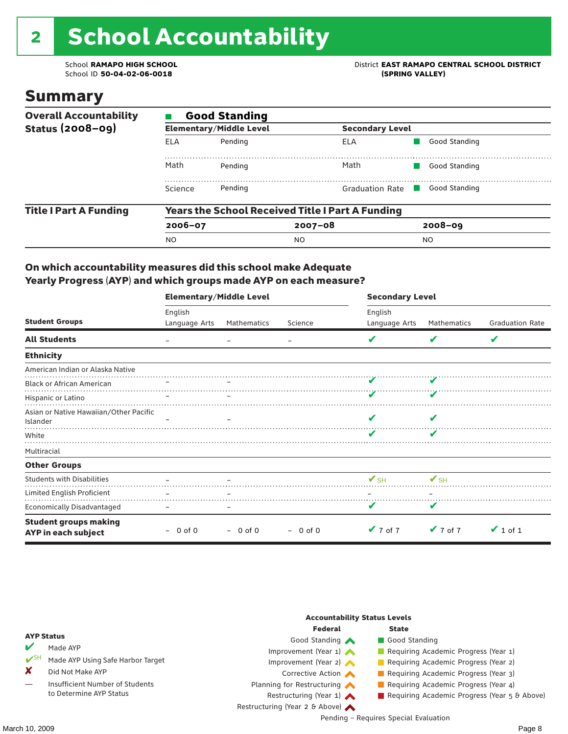# 2 School Accountability

School **RAMAPO HIGH SCHOOL**
School ID **50-04-02-06-0018**

District **EAST RAMAPO CENTRAL SCHOOL DISTRICT (SPRING VALLEY)**

## Summary

**Overall Accountability Status (2008–09)**

**Good Standing**

| Elementary/Middle Level | | Secondary Level | |
|---|---|---|---|
| ELA | Pending | ELA | Good Standing |
| Math | Pending | Math | Good Standing |
| Science | Pending | Graduation Rate | Good Standing |

**Title I Part A Funding**

**Years the School Received Title I Part A Funding**

| 2006–07 | 2007–08 | 2008–09 |
|---|---|---|
| NO | NO | NO |

### On which accountability measures did this school make Adequate Yearly Progress (AYP) and which groups made AYP on each measure?

| | Elementary/Middle Level | | | Secondary Level | | |
|---|---|---|---|---|---|---|
| **Student Groups** | English Language Arts | Mathematics | Science | English Language Arts | Mathematics | Graduation Rate |
| **All Students** | – | – | – | ✔ | ✔ | ✔ |
| **Ethnicity** | | | | | | |
| American Indian or Alaska Native | | | | | | |
| Black or African American | – | – | | ✔ | ✔ | |
| Hispanic or Latino | – | – | | ✔ | ✔ | |
| Asian or Native Hawaiian/Other Pacific Islander | – | – | | ✔ | ✔ | |
| White | | | | ✔ | ✔ | |
| Multiracial | | | | | | |
| **Other Groups** | | | | | | |
| Students with Disabilities | – | – | | ✔SH | ✔SH | |
| Limited English Proficient | – | – | | – | – | |
| Economically Disadvantaged | – | – | | ✔ | ✔ | |
| **Student groups making AYP in each subject** | – 0 of 0 | – 0 of 0 | – 0 of 0 | ✔ 7 of 7 | ✔ 7 of 7 | ✔ 1 of 1 |

**AYP Status**

- ✔ Made AYP
- ✔SH Made AYP Using Safe Harbor Target
- ✘ Did Not Make AYP
- — Insufficient Number of Students to Determine AYP Status

**Accountability Status Levels**

| Federal | State |
|---|---|
| Good Standing | Good Standing |
| Improvement (Year 1) | Requiring Academic Progress (Year 1) |
| Improvement (Year 2) | Requiring Academic Progress (Year 2) |
| Corrective Action | Requiring Academic Progress (Year 3) |
| Planning for Restructuring | Requiring Academic Progress (Year 4) |
| Restructuring (Year 1) | Requiring Academic Progress (Year 5 & Above) |
| Restructuring (Year 2 & Above) | |

Pending – Requires Special Evaluation

March 10, 2009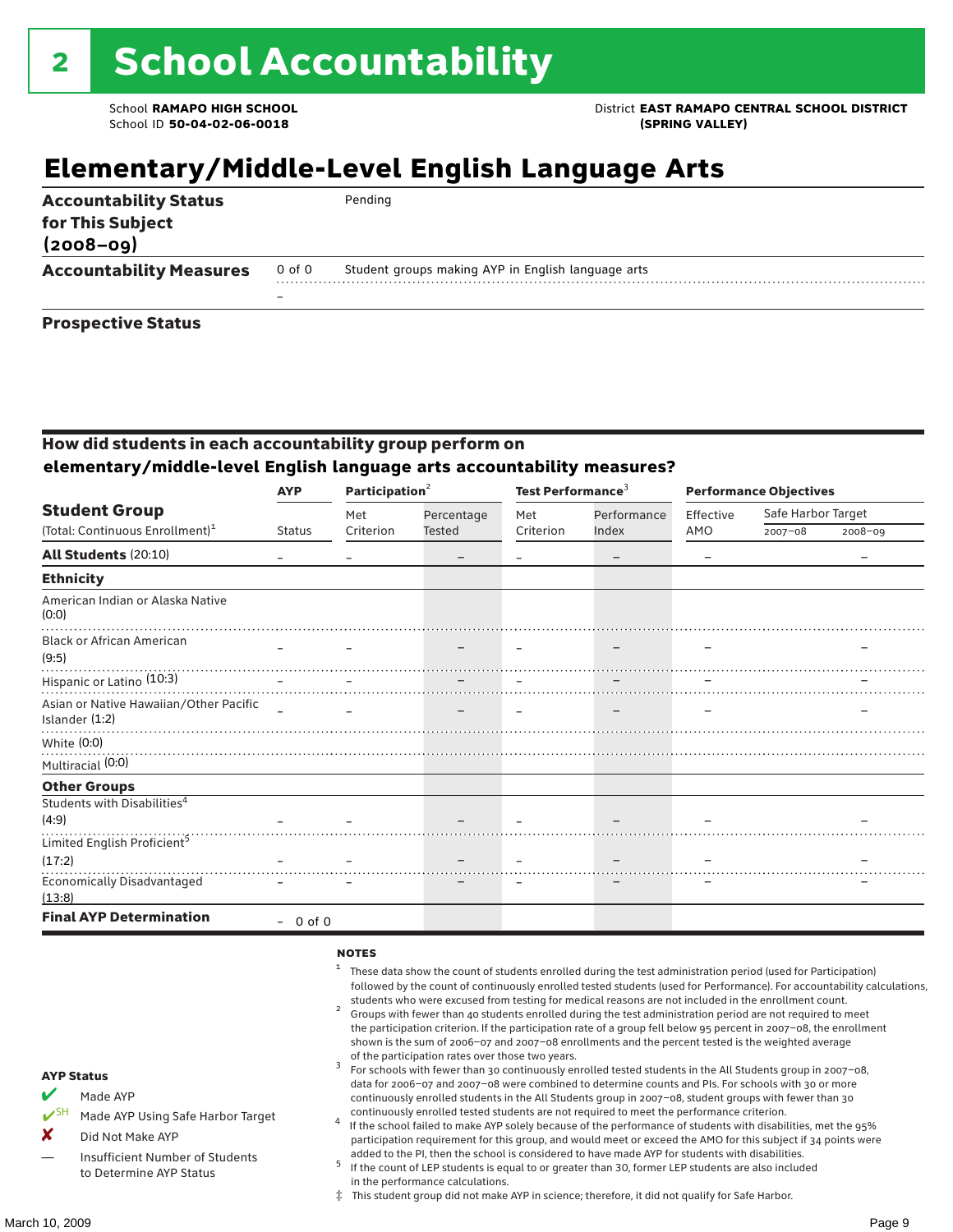# 2 School Accountability

School **RAMAPO HIGH SCHOOL**
School ID **50-04-02-06-0018**

District **EAST RAMAPO CENTRAL SCHOOL DISTRICT (SPRING VALLEY)**

## Elementary/Middle-Level English Language Arts

| | | |
|---|---|---|
| **Accountability Status for This Subject (2008–09)** | | Pending |
| **Accountability Measures** | 0 of 0 | Student groups making AYP in English language arts |
| | – | |
| **Prospective Status** | | |

### How did students in each accountability group perform on elementary/middle-level English language arts accountability measures?

| Student Group (Total: Continuous Enrollment)[1] | AYP Status | Participation[2] Met Criterion | Participation[2] Percentage Tested | Test Performance[3] Met Criterion | Test Performance[3] Performance Index | Performance Objectives Effective AMO | Safe Harbor Target 2007–08 | Safe Harbor Target 2008–09 |
|---|---|---|---|---|---|---|---|---|
| **All Students** (20:10) | – | – | – | – | – | – | | – |
| **Ethnicity** | | | | | | | | |
| American Indian or Alaska Native (0:0) | | | | | | | | |
| Black or African American (9:5) | – | – | – | – | – | – | | – |
| Hispanic or Latino (10:3) | – | – | – | – | – | – | | – |
| Asian or Native Hawaiian/Other Pacific Islander (1:2) | – | – | – | – | – | – | | – |
| White (0:0) | | | | | | | | |
| Multiracial (0:0) | | | | | | | | |
| **Other Groups** | | | | | | | | |
| Students with Disabilities[4] (4:9) | – | – | – | – | – | – | | – |
| Limited English Proficient[5] (17:2) | – | – | – | – | – | – | | – |
| Economically Disadvantaged (13:8) | – | – | – | – | – | – | | – |
| **Final AYP Determination** | – 0 of 0 | | | | | | | |

**NOTES**

1. These data show the count of students enrolled during the test administration period (used for Participation) followed by the count of continuously enrolled tested students (used for Performance). For accountability calculations, students who were excused from testing for medical reasons are not included in the enrollment count.
2. Groups with fewer than 40 students enrolled during the test administration period are not required to meet the participation criterion. If the participation rate of a group fell below 95 percent in 2007–08, the enrollment shown is the sum of 2006–07 and 2007–08 enrollments and the percent tested is the weighted average of the participation rates over those two years.
3. For schools with fewer than 30 continuously enrolled tested students in the All Students group in 2007–08, data for 2006–07 and 2007–08 were combined to determine counts and PIs. For schools with 30 or more continuously enrolled students in the All Students group in 2007–08, student groups with fewer than 30 continuously enrolled tested students are not required to meet the performance criterion.
4. If the school failed to make AYP solely because of the performance of students with disabilities, met the 95% participation requirement for this group, and would meet or exceed the AMO for this subject if 34 points were added to the PI, then the school is considered to have made AYP for students with disabilities.
5. If the count of LEP students is equal to or greater than 30, former LEP students are also included in the performance calculations.

‡ This student group did not make AYP in science; therefore, it did not qualify for Safe Harbor.

**AYP Status**

- ✔ Made AYP
- ✔SH Made AYP Using Safe Harbor Target
- ✘ Did Not Make AYP
- — Insufficient Number of Students to Determine AYP Status

March 10, 2009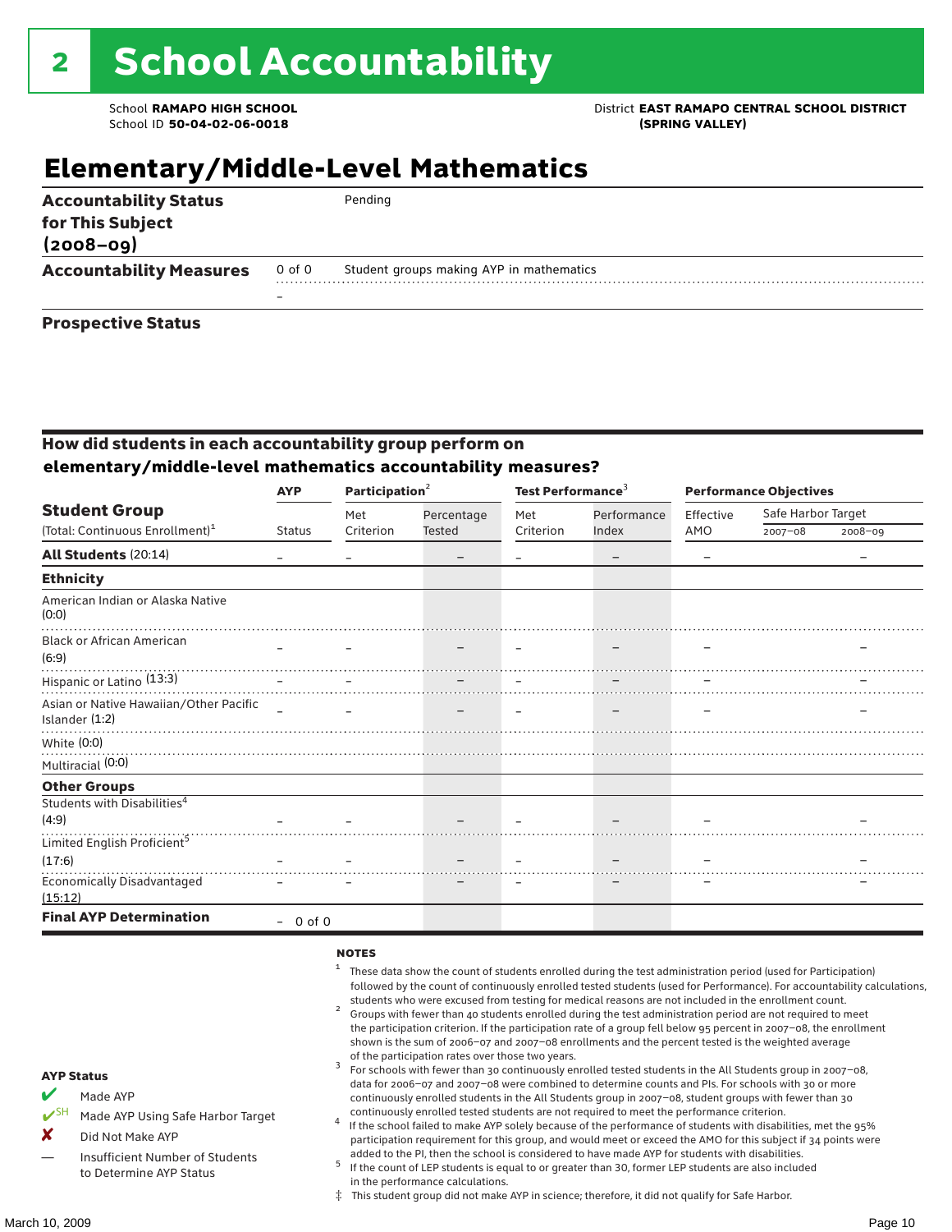# 2 School Accountability

School **RAMAPO HIGH SCHOOL**
School ID **50-04-02-06-0018**

District **EAST RAMAPO CENTRAL SCHOOL DISTRICT (SPRING VALLEY)**

## Elementary/Middle-Level Mathematics

| | | |
|---|---|---|
| **Accountability Status for This Subject (2008–09)** | | Pending |
| **Accountability Measures** | 0 of 0 | Student groups making AYP in mathematics |
| | – | |
| **Prospective Status** | | |

### How did students in each accountability group perform on elementary/middle-level mathematics accountability measures?

| Student Group (Total: Continuous Enrollment)[1] | AYP Status | Participation[2] Met Criterion | Participation[2] Percentage Tested | Test Performance[3] Met Criterion | Test Performance[3] Performance Index | Performance Objectives Effective AMO | Safe Harbor Target 2007–08 | Safe Harbor Target 2008–09 |
|---|---|---|---|---|---|---|---|---|
| **All Students** (20:14) | – | – | – | – | – | – | | – |
| **Ethnicity** | | | | | | | | |
| American Indian or Alaska Native (0:0) | | | | | | | | |
| Black or African American (6:9) | – | – | – | – | – | – | | – |
| Hispanic or Latino (13:3) | – | – | – | – | – | – | | – |
| Asian or Native Hawaiian/Other Pacific Islander (1:2) | – | – | – | – | – | – | | – |
| White (0:0) | | | | | | | | |
| Multiracial (0:0) | | | | | | | | |
| **Other Groups** | | | | | | | | |
| Students with Disabilities[4] (4:9) | – | – | – | – | – | – | | – |
| Limited English Proficient[5] (17:6) | – | – | – | – | – | – | | – |
| Economically Disadvantaged (15:12) | – | – | – | – | – | – | | – |
| **Final AYP Determination** | – 0 of 0 | | | | | | | |

**AYP Status**

- ✔ Made AYP
- ✔SH Made AYP Using Safe Harbor Target
- ✘ Did Not Make AYP
- — Insufficient Number of Students to Determine AYP Status

**NOTES**

1. These data show the count of students enrolled during the test administration period (used for Participation) followed by the count of continuously enrolled tested students (used for Performance). For accountability calculations, students who were excused from testing for medical reasons are not included in the enrollment count.
2. Groups with fewer than 40 students enrolled during the test administration period are not required to meet the participation criterion. If the participation rate of a group fell below 95 percent in 2007–08, the enrollment shown is the sum of 2006–07 and 2007–08 enrollments and the percent tested is the weighted average of the participation rates over those two years.
3. For schools with fewer than 30 continuously enrolled tested students in the All Students group in 2007–08, data for 2006–07 and 2007–08 were combined to determine counts and PIs. For schools with 30 or more continuously enrolled students in the All Students group in 2007–08, student groups with fewer than 30 continuously enrolled tested students are not required to meet the performance criterion.
4. If the school failed to make AYP solely because of the performance of students with disabilities, met the 95% participation requirement for this group, and would meet or exceed the AMO for this subject if 34 points were added to the PI, then the school is considered to have made AYP for students with disabilities.
5. If the count of LEP students is equal to or greater than 30, former LEP students are also included in the performance calculations.

‡ This student group did not make AYP in science; therefore, it did not qualify for Safe Harbor.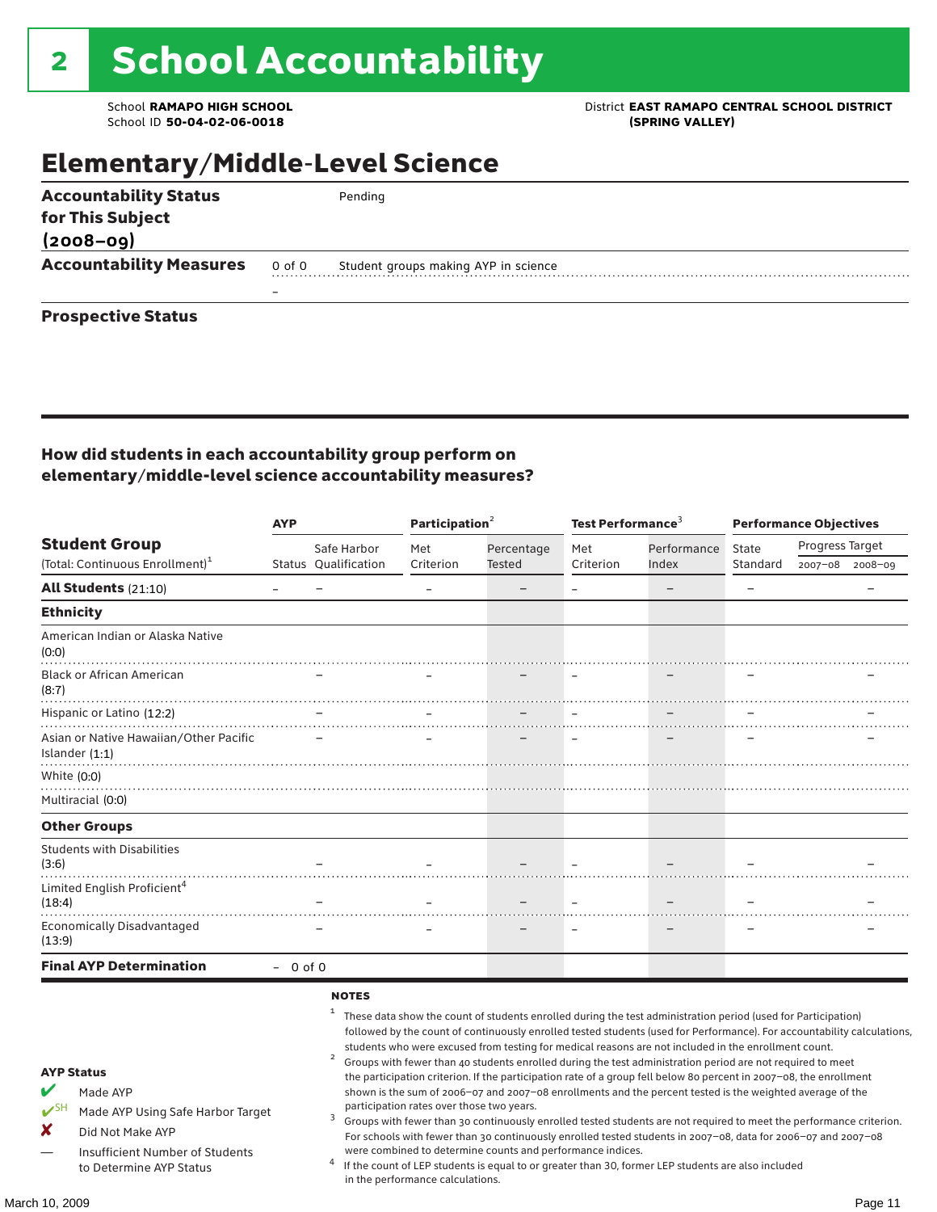# 2 School Accountability

School **RAMAPO HIGH SCHOOL**
School ID **50-04-02-06-0018**

District **EAST RAMAPO CENTRAL SCHOOL DISTRICT (SPRING VALLEY)**

## Elementary/Middle-Level Science

| | | |
|---|---|---|
| **Accountability Status for This Subject (2008–09)** | | Pending |
| **Accountability Measures** | 0 of 0 | Student groups making AYP in science |
| | – | |
| **Prospective Status** | | |

### How did students in each accountability group perform on elementary/middle-level science accountability measures?

| Student Group (Total: Continuous Enrollment)[1] | AYP Status | AYP Safe Harbor Qualification | Participation[2] Met Criterion | Participation[2] Percentage Tested | Test Performance[3] Met Criterion | Test Performance[3] Performance Index | Performance Objectives State Standard | Progress Target 2007–08 | Progress Target 2008–09 |
|---|---|---|---|---|---|---|---|---|---|
| **All Students** (21:10) | – | – | – | – | – | – | – | | – |
| **Ethnicity** | | | | | | | | | |
| American Indian or Alaska Native (0:0) | | | | | | | | | |
| Black or African American (8:7) | | – | – | – | – | – | – | | – |
| Hispanic or Latino (12:2) | | – | – | – | – | – | – | | – |
| Asian or Native Hawaiian/Other Pacific Islander (1:1) | | – | – | – | – | – | – | | – |
| White (0:0) | | | | | | | | | |
| Multiracial (0:0) | | | | | | | | | |
| **Other Groups** | | | | | | | | | |
| Students with Disabilities (3:6) | | – | – | – | – | – | – | | – |
| Limited English Proficient[4] (18:4) | | – | – | – | – | – | – | | – |
| Economically Disadvantaged (13:9) | | – | – | – | – | – | – | | – |
| **Final AYP Determination** | – | 0 of 0 | | | | | | | |

**NOTES**

[1] These data show the count of students enrolled during the test administration period (used for Participation) followed by the count of continuously enrolled tested students (used for Performance). For accountability calculations, students who were excused from testing for medical reasons are not included in the enrollment count.

[2] Groups with fewer than 40 students enrolled during the test administration period are not required to meet the participation criterion. If the participation rate of a group fell below 80 percent in 2007–08, the enrollment shown is the sum of 2006–07 and 2007–08 enrollments and the percent tested is the weighted average of the participation rates over those two years.

[3] Groups with fewer than 30 continuously enrolled tested students are not required to meet the performance criterion. For schools with fewer than 30 continuously enrolled tested students in 2007–08, data for 2006–07 and 2007–08 were combined to determine counts and performance indices.

[4] If the count of LEP students is equal to or greater than 30, former LEP students are also included in the performance calculations.

**AYP Status**

- ✔ Made AYP
- ✔SH Made AYP Using Safe Harbor Target
- ✘ Did Not Make AYP
- — Insufficient Number of Students to Determine AYP Status

March 10, 2009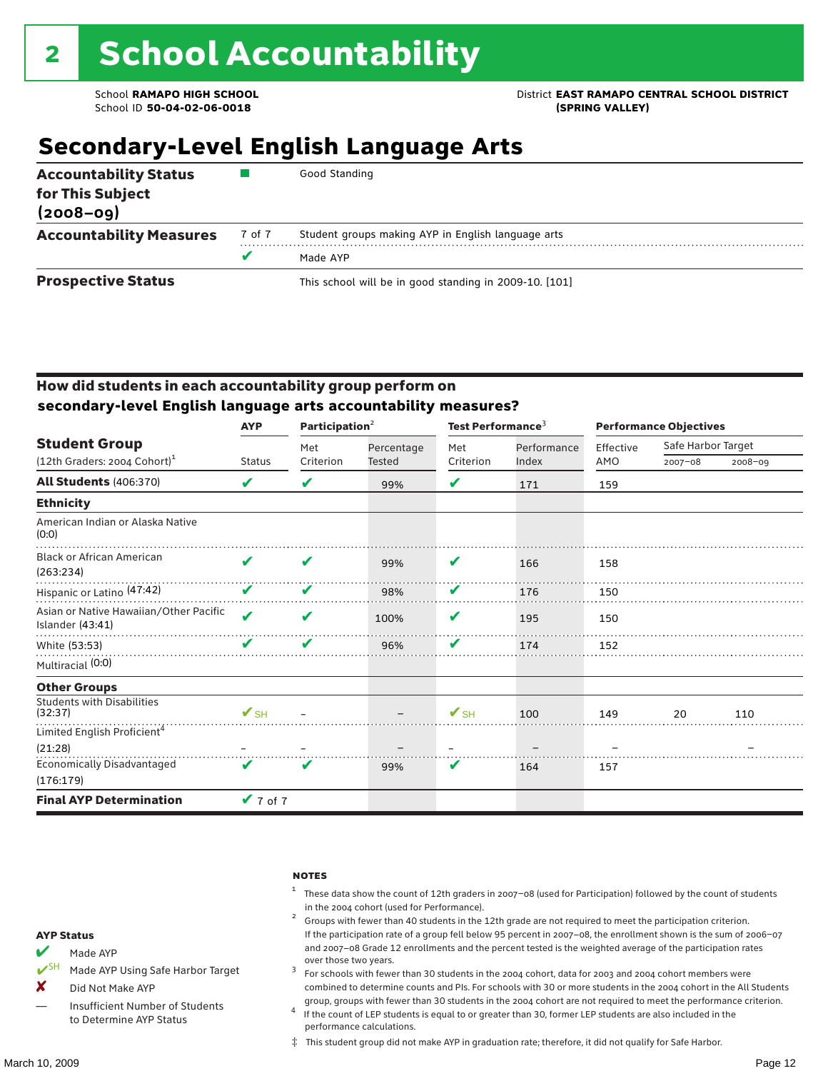# 2 School Accountability

School **RAMAPO HIGH SCHOOL**
School ID **50-04-02-06-0018**

District **EAST RAMAPO CENTRAL SCHOOL DISTRICT (SPRING VALLEY)**

## Secondary-Level English Language Arts

| | | |
|---|---|---|
| **Accountability Status for This Subject (2008–09)** | ■ | Good Standing |
| **Accountability Measures** | 7 of 7 | Student groups making AYP in English language arts |
| | ✔ | Made AYP |
| **Prospective Status** | | This school will be in good standing in 2009-10. [101] |

### How did students in each accountability group perform on secondary-level English language arts accountability measures?

| Student Group (12th Graders: 2004 Cohort)[1] | AYP | Participation[2] | | Test Performance[3] | | Performance Objectives | | |
|---|---|---|---|---|---|---|---|---|
| | Status | Met Criterion | Percentage Tested | Met Criterion | Performance Index | Effective AMO | Safe Harbor Target 2007–08 | Safe Harbor Target 2008–09 |
| **All Students** (406:370) | ✔ | ✔ | 99% | ✔ | 171 | 159 | | |
| **Ethnicity** | | | | | | | | |
| American Indian or Alaska Native (0:0) | | | | | | | | |
| Black or African American (263:234) | ✔ | ✔ | 99% | ✔ | 166 | 158 | | |
| Hispanic or Latino (47:42) | ✔ | ✔ | 98% | ✔ | 176 | 150 | | |
| Asian or Native Hawaiian/Other Pacific Islander (43:41) | ✔ | ✔ | 100% | ✔ | 195 | 150 | | |
| White (53:53) | ✔ | ✔ | 96% | ✔ | 174 | 152 | | |
| Multiracial (0:0) | | | | | | | | |
| **Other Groups** | | | | | | | | |
| Students with Disabilities (32:37) | ✔SH | – | – | ✔SH | 100 | 149 | 20 | 110 |
| Limited English Proficient[4] (21:28) | – | – | – | – | – | – | | – |
| Economically Disadvantaged (176:179) | ✔ | ✔ | 99% | ✔ | 164 | 157 | | |
| **Final AYP Determination** | ✔ 7 of 7 | | | | | | | |

**AYP Status**

- ✔ Made AYP
- ✔SH Made AYP Using Safe Harbor Target
- ✘ Did Not Make AYP
- — Insufficient Number of Students to Determine AYP Status

**NOTES**

1. These data show the count of 12th graders in 2007–08 (used for Participation) followed by the count of students in the 2004 cohort (used for Performance).
2. Groups with fewer than 40 students in the 12th grade are not required to meet the participation criterion. If the participation rate of a group fell below 95 percent in 2007–08, the enrollment shown is the sum of 2006–07 and 2007–08 Grade 12 enrollments and the percent tested is the weighted average of the participation rates over those two years.
3. For schools with fewer than 30 students in the 2004 cohort, data for 2003 and 2004 cohort members were combined to determine counts and PIs. For schools with 30 or more students in the 2004 cohort in the All Students group, groups with fewer than 30 students in the 2004 cohort are not required to meet the performance criterion.
4. If the count of LEP students is equal to or greater than 30, former LEP students are also included in the performance calculations.

‡ This student group did not make AYP in graduation rate; therefore, it did not qualify for Safe Harbor.

March 10, 2009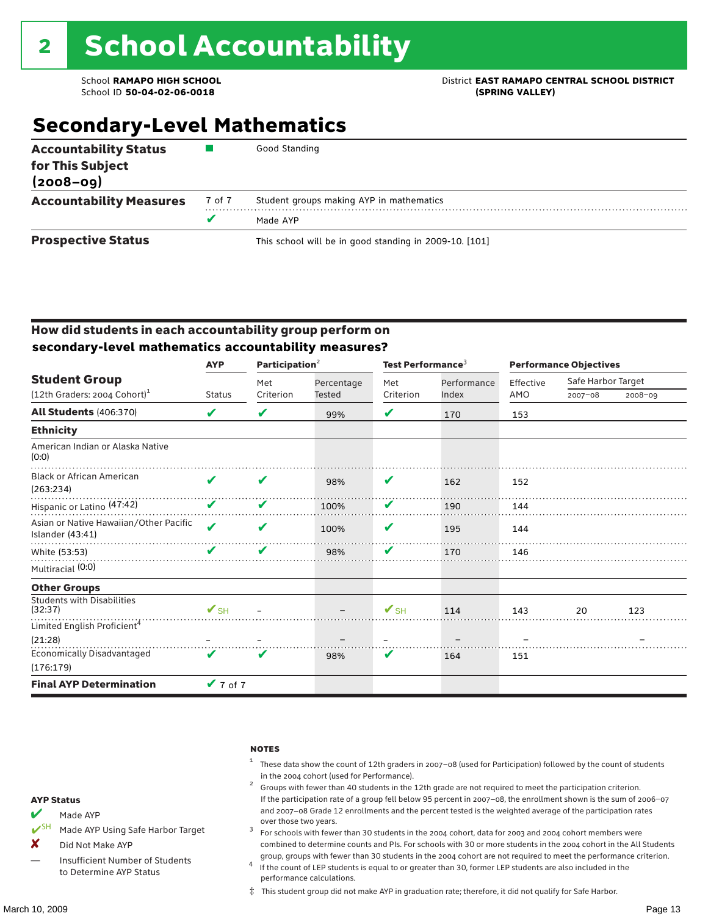# 2 School Accountability

School **RAMAPO HIGH SCHOOL**
School ID **50-04-02-06-0018**

District **EAST RAMAPO CENTRAL SCHOOL DISTRICT (SPRING VALLEY)**

## Secondary-Level Mathematics

| | | |
|---|---|---|
| **Accountability Status for This Subject (2008–09)** | ■ | Good Standing |
| **Accountability Measures** | 7 of 7 | Student groups making AYP in mathematics |
| | ✔ | Made AYP |
| **Prospective Status** | | This school will be in good standing in 2009-10. [101] |

### How did students in each accountability group perform on secondary-level mathematics accountability measures?

| Student Group (12th Graders: 2004 Cohort)[1] | AYP | Participation[2] | | Test Performance[3] | | Performance Objectives | | |
|---|---|---|---|---|---|---|---|---|
| | Status | Met Criterion | Percentage Tested | Met Criterion | Performance Index | Effective AMO | Safe Harbor Target 2007–08 | Safe Harbor Target 2008–09 |
| **All Students** (406:370) | ✔ | ✔ | 99% | ✔ | 170 | 153 | | |
| **Ethnicity** | | | | | | | | |
| American Indian or Alaska Native (0:0) | | | | | | | | |
| Black or African American (263:234) | ✔ | ✔ | 98% | ✔ | 162 | 152 | | |
| Hispanic or Latino (47:42) | ✔ | ✔ | 100% | ✔ | 190 | 144 | | |
| Asian or Native Hawaiian/Other Pacific Islander (43:41) | ✔ | ✔ | 100% | ✔ | 195 | 144 | | |
| White (53:53) | ✔ | ✔ | 98% | ✔ | 170 | 146 | | |
| Multiracial (0:0) | | | | | | | | |
| **Other Groups** | | | | | | | | |
| Students with Disabilities (32:37) | ✔SH | – | – | ✔SH | 114 | 143 | 20 | 123 |
| Limited English Proficient[4] (21:28) | – | – | – | – | – | – | | – |
| Economically Disadvantaged (176:179) | ✔ | ✔ | 98% | ✔ | 164 | 151 | | |
| **Final AYP Determination** | ✔ 7 of 7 | | | | | | | |

**AYP Status**

- ✔ Made AYP
- ✔SH Made AYP Using Safe Harbor Target
- ✘ Did Not Make AYP
- — Insufficient Number of Students to Determine AYP Status

**NOTES**

[1] These data show the count of 12th graders in 2007–08 (used for Participation) followed by the count of students in the 2004 cohort (used for Performance).

[2] Groups with fewer than 40 students in the 12th grade are not required to meet the participation criterion. If the participation rate of a group fell below 95 percent in 2007–08, the enrollment shown is the sum of 2006–07 and 2007–08 Grade 12 enrollments and the percent tested is the weighted average of the participation rates over those two years.

[3] For schools with fewer than 30 students in the 2004 cohort, data for 2003 and 2004 cohort members were combined to determine counts and PIs. For schools with 30 or more students in the 2004 cohort in the All Students group, groups with fewer than 30 students in the 2004 cohort are not required to meet the performance criterion.

[4] If the count of LEP students is equal to or greater than 30, former LEP students are also included in the performance calculations.

‡ This student group did not make AYP in graduation rate; therefore, it did not qualify for Safe Harbor.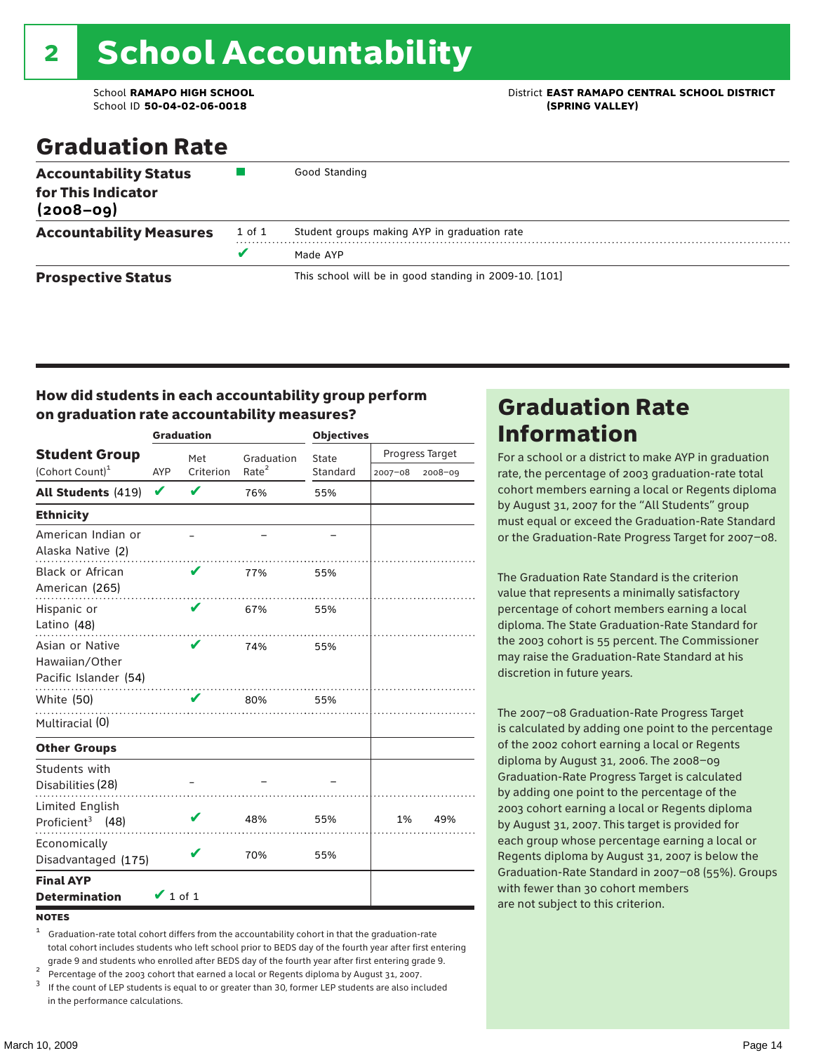# 2 School Accountability

School **RAMAPO HIGH SCHOOL**
School ID **50-04-02-06-0018**

District **EAST RAMAPO CENTRAL SCHOOL DISTRICT (SPRING VALLEY)**

## Graduation Rate

| | | |
|---|---|---|
| **Accountability Status for This Indicator (2008–09)** | ■ | Good Standing |
| **Accountability Measures** | 1 of 1 | Student groups making AYP in graduation rate |
| | ✔ | Made AYP |
| **Prospective Status** | | This school will be in good standing in 2009-10. [101] |

### How did students in each accountability group perform on graduation rate accountability measures?

| Student Group (Cohort Count)[1] | Graduation: AYP | Graduation: Met Criterion | Graduation: Graduation Rate[2] | Objectives: State Standard | Objectives: Progress Target 2007–08 | Objectives: Progress Target 2008–09 |
|---|---|---|---|---|---|---|
| **All Students** (419) | ✔ | ✔ | 76% | 55% | | |
| **Ethnicity** | | | | | | |
| American Indian or Alaska Native (2) | | – | – | – | | |
| Black or African American (265) | | ✔ | 77% | 55% | | |
| Hispanic or Latino (48) | | ✔ | 67% | 55% | | |
| Asian or Native Hawaiian/Other Pacific Islander (54) | | ✔ | 74% | 55% | | |
| White (50) | | ✔ | 80% | 55% | | |
| Multiracial (0) | | | | | | |
| **Other Groups** | | | | | | |
| Students with Disabilities (28) | | – | – | – | | |
| Limited English Proficient[3] (48) | | ✔ | 48% | 55% | 1% | 49% |
| Economically Disadvantaged (175) | | ✔ | 70% | 55% | | |
| **Final AYP Determination** | ✔ 1 of 1 | | | | | |

**NOTES**

1. Graduation-rate total cohort differs from the accountability cohort in that the graduation-rate total cohort includes students who left school prior to BEDS day of the fourth year after first entering grade 9 and students who enrolled after BEDS day of the fourth year after first entering grade 9.
2. Percentage of the 2003 cohort that earned a local or Regents diploma by August 31, 2007.
3. If the count of LEP students is equal to or greater than 30, former LEP students are also included in the performance calculations.

## Graduation Rate Information

For a school or a district to make AYP in graduation rate, the percentage of 2003 graduation-rate total cohort members earning a local or Regents diploma by August 31, 2007 for the "All Students" group must equal or exceed the Graduation-Rate Standard or the Graduation-Rate Progress Target for 2007–08.

The Graduation Rate Standard is the criterion value that represents a minimally satisfactory percentage of cohort members earning a local diploma. The State Graduation-Rate Standard for the 2003 cohort is 55 percent. The Commissioner may raise the Graduation-Rate Standard at his discretion in future years.

The 2007–08 Graduation-Rate Progress Target is calculated by adding one point to the percentage of the 2002 cohort earning a local or Regents diploma by August 31, 2006. The 2008–09 Graduation-Rate Progress Target is calculated by adding one point to the percentage of the 2003 cohort earning a local or Regents diploma by August 31, 2007. This target is provided for each group whose percentage earning a local or Regents diploma by August 31, 2007 is below the Graduation-Rate Standard in 2007–08 (55%). Groups with fewer than 30 cohort members are not subject to this criterion.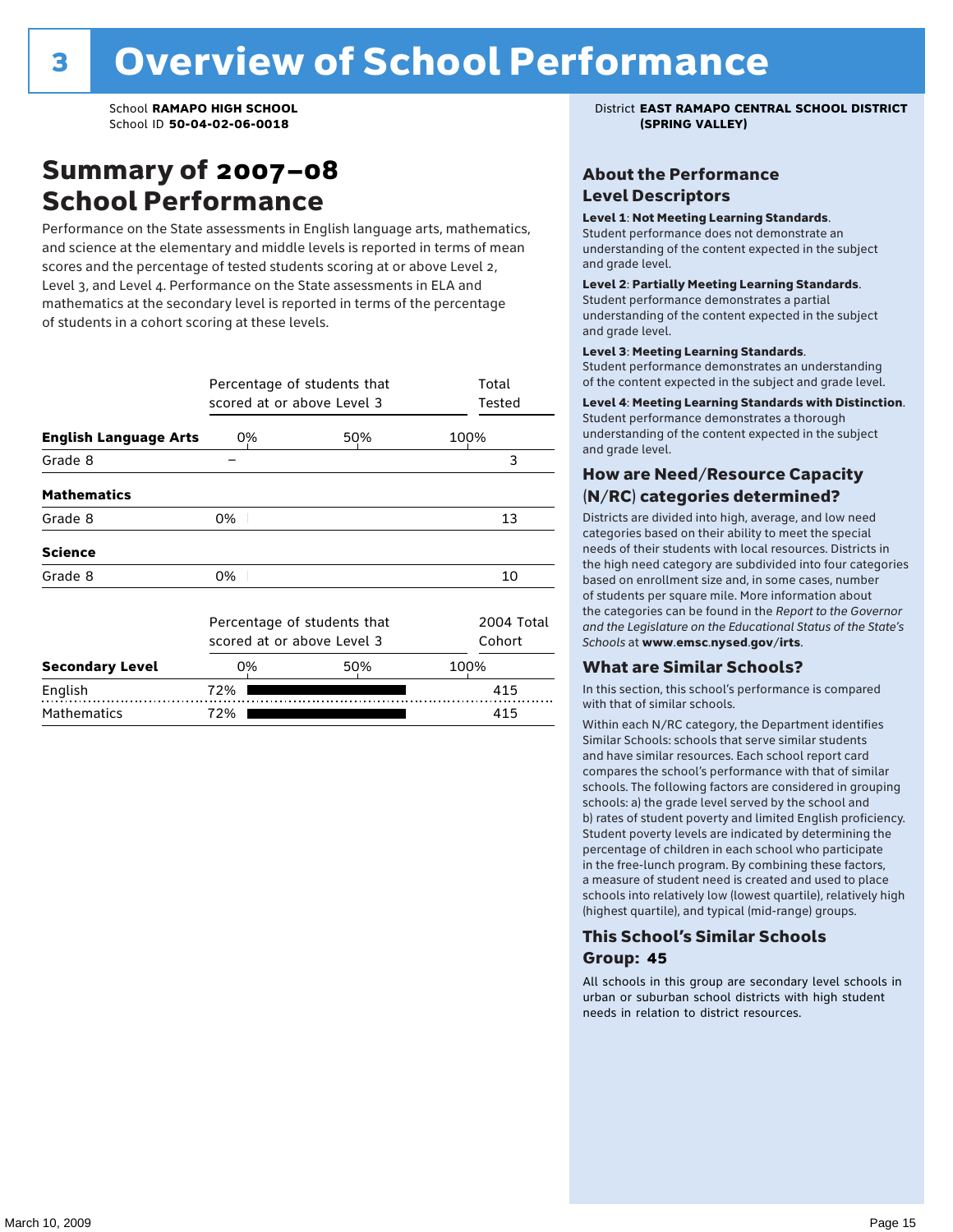# 3 Overview of School Performance

School **RAMAPO HIGH SCHOOL**
School ID **50-04-02-06-0018**

District **EAST RAMAPO CENTRAL SCHOOL DISTRICT (SPRING VALLEY)**

## Summary of 2007–08 School Performance

Performance on the State assessments in English language arts, mathematics, and science at the elementary and middle levels is reported in terms of mean scores and the percentage of tested students scoring at or above Level 2, Level 3, and Level 4. Performance on the State assessments in ELA and mathematics at the secondary level is reported in terms of the percentage of students in a cohort scoring at these levels.

| | Percentage of students that scored at or above Level 3 | Total Tested |
|---|---|---|
| **English Language Arts** | | |
| Grade 8 | – | 3 |
| **Mathematics** | | |
| Grade 8 | 0% | 13 |
| **Science** | | |
| Grade 8 | 0% | 10 |

| | Percentage of students that scored at or above Level 3 | 2004 Total Cohort |
|---|---|---|
| **Secondary Level** | | |
| English | 72% | 415 |
| Mathematics | 72% | 415 |

### About the Performance Level Descriptors

**Level 1**: **Not Meeting Learning Standards**. Student performance does not demonstrate an understanding of the content expected in the subject and grade level.

**Level 2**: **Partially Meeting Learning Standards**. Student performance demonstrates a partial understanding of the content expected in the subject and grade level.

**Level 3**: **Meeting Learning Standards**. Student performance demonstrates an understanding of the content expected in the subject and grade level.

**Level 4**: **Meeting Learning Standards with Distinction**. Student performance demonstrates a thorough understanding of the content expected in the subject and grade level.

### How are Need/Resource Capacity (N/RC) categories determined?

Districts are divided into high, average, and low need categories based on their ability to meet the special needs of their students with local resources. Districts in the high need category are subdivided into four categories based on enrollment size and, in some cases, number of students per square mile. More information about the categories can be found in the *Report to the Governor and the Legislature on the Educational Status of the State's Schools* at **www.emsc.nysed.gov/irts**.

### What are Similar Schools?

In this section, this school's performance is compared with that of similar schools.

Within each N/RC category, the Department identifies Similar Schools: schools that serve similar students and have similar resources. Each school report card compares the school's performance with that of similar schools. The following factors are considered in grouping schools: a) the grade level served by the school and b) rates of student poverty and limited English proficiency. Student poverty levels are indicated by determining the percentage of children in each school who participate in the free-lunch program. By combining these factors, a measure of student need is created and used to place schools into relatively low (lowest quartile), relatively high (highest quartile), and typical (mid-range) groups.

### This School's Similar Schools Group: 45

All schools in this group are secondary level schools in urban or suburban school districts with high student needs in relation to district resources.

March 10, 2009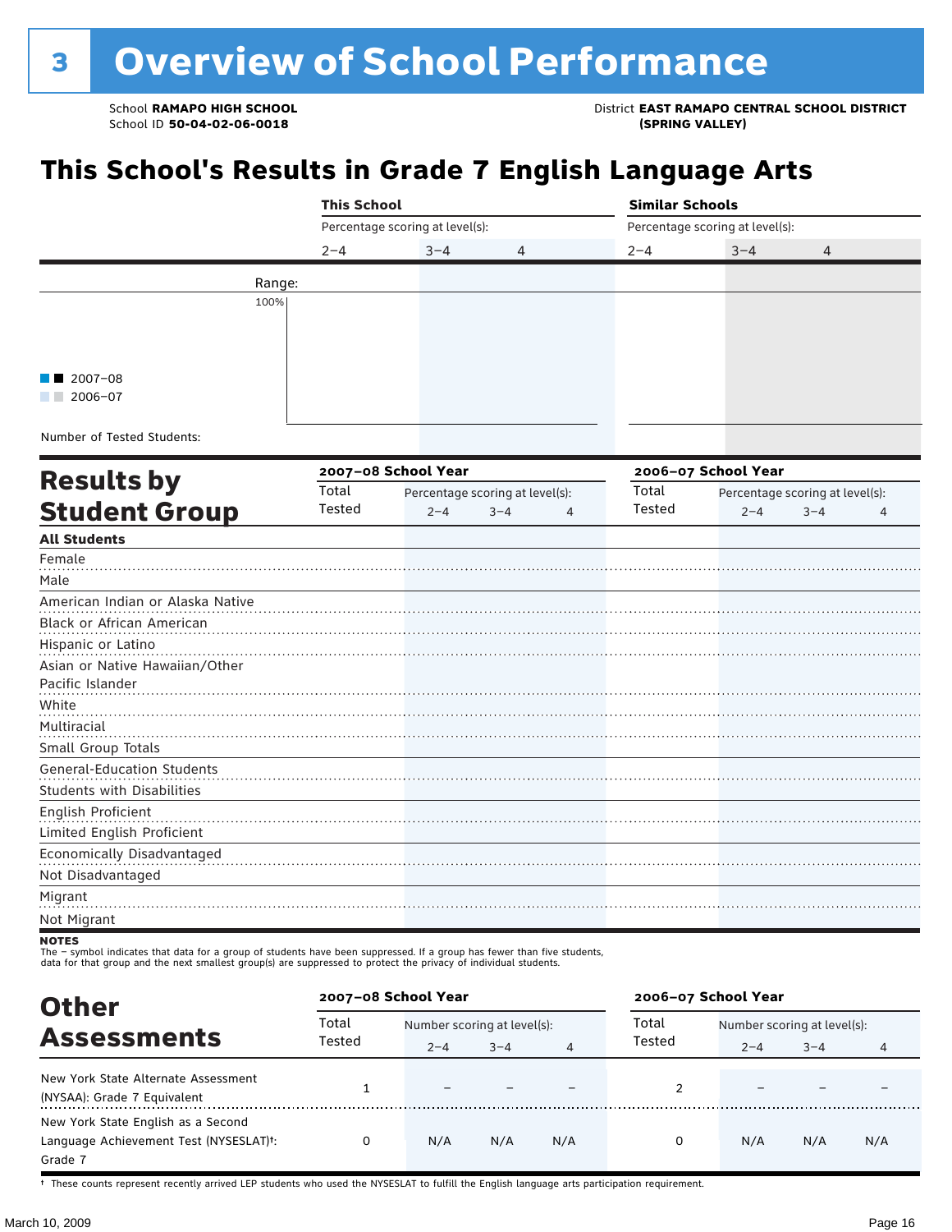# 3 Overview of School Performance

School **RAMAPO HIGH SCHOOL**
School ID **50-04-02-06-0018**

District **EAST RAMAPO CENTRAL SCHOOL DISTRICT (SPRING VALLEY)**

## This School's Results in Grade 7 English Language Arts

| | This School | | | Similar Schools | | |
|---|---|---|---|---|---|---|
| | Percentage scoring at level(s): | | | Percentage scoring at level(s): | | |
| | 2–4 | 3–4 | 4 | 2–4 | 3–4 | 4 |
| Range: | | | | | | |

100%

■ ■ 2007–08
■ ■ 2006–07

Number of Tested Students:

## Results by Student Group

| | 2007–08 School Year | | | | 2006–07 School Year | | | |
|---|---|---|---|---|---|---|---|---|
| | Total Tested | Percentage scoring at level(s): | | | Total Tested | Percentage scoring at level(s): | | |
| | | 2–4 | 3–4 | 4 | | 2–4 | 3–4 | 4 |
| **All Students** | | | | | | | | |
| Female | | | | | | | | |
| Male | | | | | | | | |
| American Indian or Alaska Native | | | | | | | | |
| Black or African American | | | | | | | | |
| Hispanic or Latino | | | | | | | | |
| Asian or Native Hawaiian/Other Pacific Islander | | | | | | | | |
| White | | | | | | | | |
| Multiracial | | | | | | | | |
| Small Group Totals | | | | | | | | |
| General-Education Students | | | | | | | | |
| Students with Disabilities | | | | | | | | |
| English Proficient | | | | | | | | |
| Limited English Proficient | | | | | | | | |
| Economically Disadvantaged | | | | | | | | |
| Not Disadvantaged | | | | | | | | |
| Migrant | | | | | | | | |
| Not Migrant | | | | | | | | |

**NOTES**
The – symbol indicates that data for a group of students have been suppressed. If a group has fewer than five students, data for that group and the next smallest group(s) are suppressed to protect the privacy of individual students.

## Other Assessments

| | 2007–08 School Year | | | | 2006–07 School Year | | | |
|---|---|---|---|---|---|---|---|---|
| | Total Tested | Number scoring at level(s): | | | Total Tested | Number scoring at level(s): | | |
| | | 2–4 | 3–4 | 4 | | 2–4 | 3–4 | 4 |
| New York State Alternate Assessment (NYSAA): Grade 7 Equivalent | 1 | – | – | – | 2 | – | – | – |
| New York State English as a Second Language Achievement Test (NYSESLAT)†: Grade 7 | 0 | N/A | N/A | N/A | 0 | N/A | N/A | N/A |

† These counts represent recently arrived LEP students who used the NYSESLAT to fulfill the English language arts participation requirement.

March 10, 2009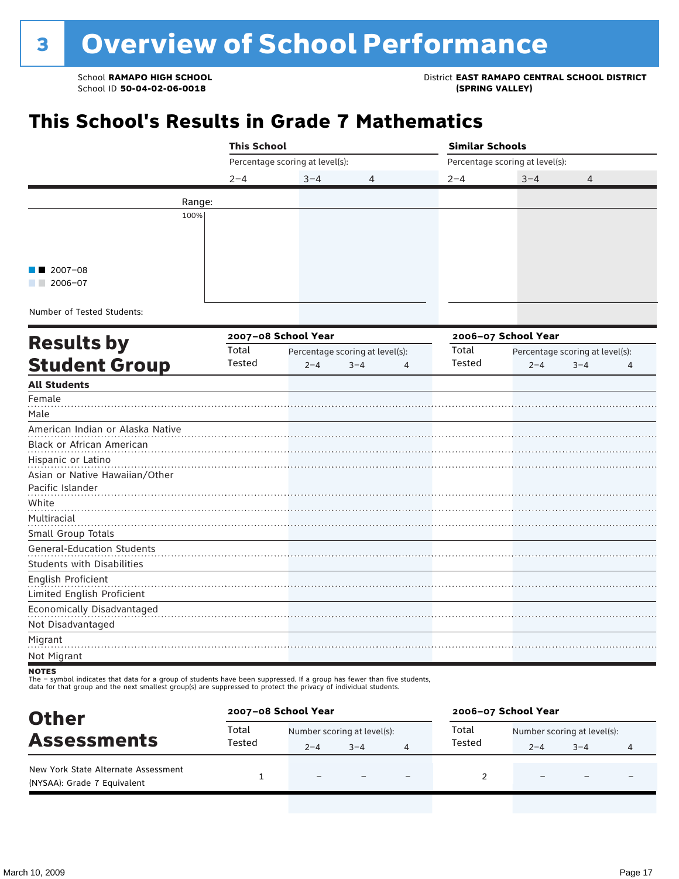# 3 Overview of School Performance

School **RAMAPO HIGH SCHOOL**
School ID **50-04-02-06-0018**

District **EAST RAMAPO CENTRAL SCHOOL DISTRICT (SPRING VALLEY)**

## This School's Results in Grade 7 Mathematics

| | This School | | | Similar Schools | | |
|---|---|---|---|---|---|---|
| | Percentage scoring at level(s): | | | Percentage scoring at level(s): | | |
| | 2–4 | 3–4 | 4 | 2–4 | 3–4 | 4 |
| Range: | | | | | | |
| Number of Tested Students: | | | | | | |

■■ 2007–08
■■ 2006–07

## Results by Student Group

| | 2007–08 School Year | | | | 2006–07 School Year | | | |
|---|---|---|---|---|---|---|---|---|
| | Total Tested | Percentage scoring at level(s): | | | Total Tested | Percentage scoring at level(s): | | |
| | | 2–4 | 3–4 | 4 | | 2–4 | 3–4 | 4 |
| **All Students** | | | | | | | | |
| Female | | | | | | | | |
| Male | | | | | | | | |
| American Indian or Alaska Native | | | | | | | | |
| Black or African American | | | | | | | | |
| Hispanic or Latino | | | | | | | | |
| Asian or Native Hawaiian/Other Pacific Islander | | | | | | | | |
| White | | | | | | | | |
| Multiracial | | | | | | | | |
| Small Group Totals | | | | | | | | |
| General-Education Students | | | | | | | | |
| Students with Disabilities | | | | | | | | |
| English Proficient | | | | | | | | |
| Limited English Proficient | | | | | | | | |
| Economically Disadvantaged | | | | | | | | |
| Not Disadvantaged | | | | | | | | |
| Migrant | | | | | | | | |
| Not Migrant | | | | | | | | |

**NOTES**
The – symbol indicates that data for a group of students have been suppressed. If a group has fewer than five students, data for that group and the next smallest group(s) are suppressed to protect the privacy of individual students.

## Other Assessments

| | 2007–08 School Year | | | | 2006–07 School Year | | | |
|---|---|---|---|---|---|---|---|---|
| | Total Tested | Number scoring at level(s): | | | Total Tested | Number scoring at level(s): | | |
| | | 2–4 | 3–4 | 4 | | 2–4 | 3–4 | 4 |
| New York State Alternate Assessment (NYSAA): Grade 7 Equivalent | 1 | – | – | – | 2 | – | – | – |

March 10, 2009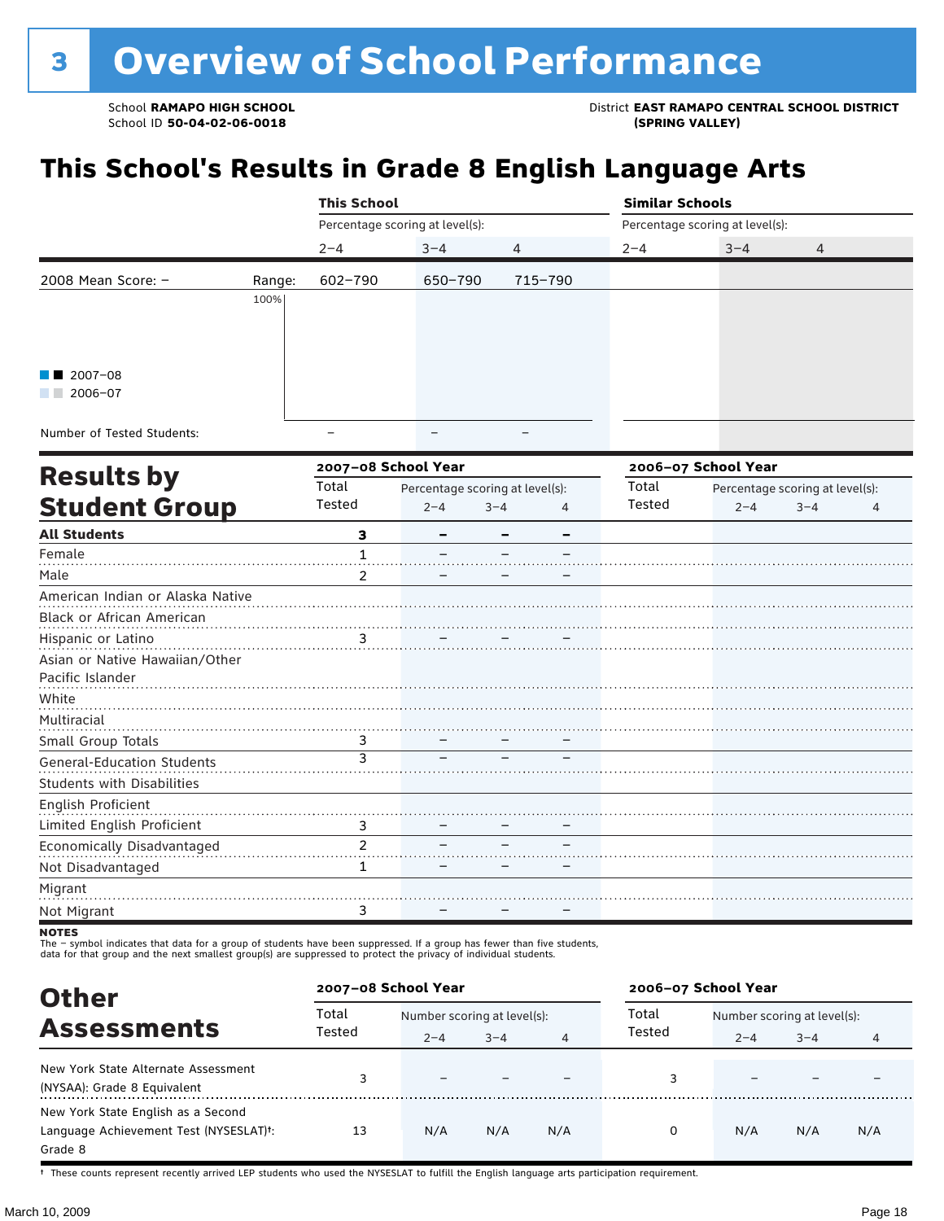# 3 Overview of School Performance

School **RAMAPO HIGH SCHOOL**
School ID **50-04-02-06-0018**

District **EAST RAMAPO CENTRAL SCHOOL DISTRICT (SPRING VALLEY)**

## This School's Results in Grade 8 English Language Arts

| | | This School | | | Similar Schools | | |
|---|---|---|---|---|---|---|---|
| | | Percentage scoring at level(s): | | | Percentage scoring at level(s): | | |
| | | 2–4 | 3–4 | 4 | 2–4 | 3–4 | 4 |
| 2008 Mean Score: – | Range: | 602–790 | 650–790 | 715–790 | | | |
| Number of Tested Students: | | – | – | – | | | |

■ ■ 2007–08
■ ■ 2006–07

## Results by Student Group

| | 2007–08 School Year | | | | 2006–07 School Year | | | |
|---|---|---|---|---|---|---|---|---|
| | Total Tested | Percentage scoring at level(s): 2–4 | 3–4 | 4 | Total Tested | Percentage scoring at level(s): 2–4 | 3–4 | 4 |
| **All Students** | **3** | **–** | **–** | **–** | | | | |
| Female | 1 | – | – | – | | | | |
| Male | 2 | – | – | – | | | | |
| American Indian or Alaska Native | | | | | | | | |
| Black or African American | | | | | | | | |
| Hispanic or Latino | 3 | – | – | – | | | | |
| Asian or Native Hawaiian/Other Pacific Islander | | | | | | | | |
| White | | | | | | | | |
| Multiracial | | | | | | | | |
| Small Group Totals | 3 | – | – | – | | | | |
| General-Education Students | 3 | – | – | – | | | | |
| Students with Disabilities | | | | | | | | |
| English Proficient | | | | | | | | |
| Limited English Proficient | 3 | – | – | – | | | | |
| Economically Disadvantaged | 2 | – | – | – | | | | |
| Not Disadvantaged | 1 | – | – | – | | | | |
| Migrant | | | | | | | | |
| Not Migrant | 3 | – | – | – | | | | |

**NOTES**
The – symbol indicates that data for a group of students have been suppressed. If a group has fewer than five students, data for that group and the next smallest group(s) are suppressed to protect the privacy of individual students.

## Other Assessments

| | 2007–08 School Year | | | | 2006–07 School Year | | | |
|---|---|---|---|---|---|---|---|---|
| | Total Tested | Number scoring at level(s): 2–4 | 3–4 | 4 | Total Tested | Number scoring at level(s): 2–4 | 3–4 | 4 |
| New York State Alternate Assessment (NYSAA): Grade 8 Equivalent | 3 | – | – | – | 3 | – | – | – |
| New York State English as a Second Language Achievement Test (NYSESLAT)†: Grade 8 | 13 | N/A | N/A | N/A | 0 | N/A | N/A | N/A |

† These counts represent recently arrived LEP students who used the NYSESLAT to fulfill the English language arts participation requirement.

March 10, 2009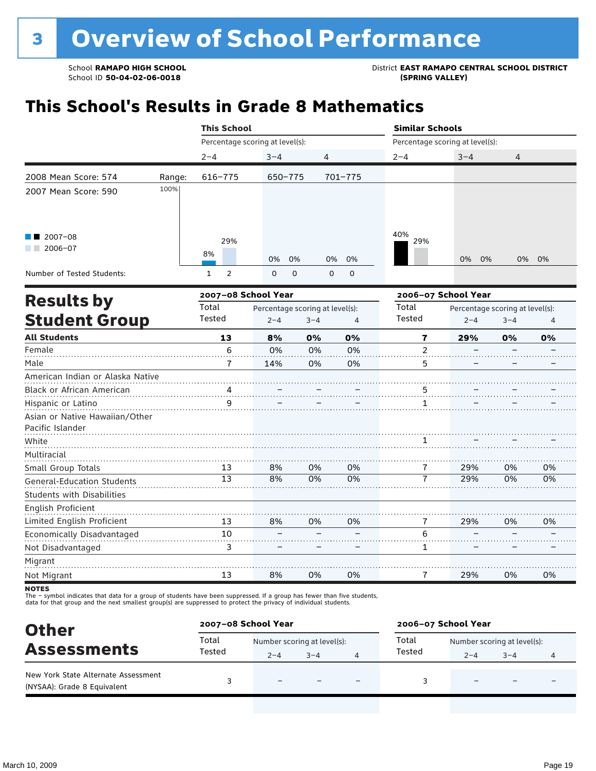# 3 Overview of School Performance

School **RAMAPO HIGH SCHOOL**
School ID **50-04-02-06-0018**

District **EAST RAMAPO CENTRAL SCHOOL DISTRICT (SPRING VALLEY)**

## This School's Results in Grade 8 Mathematics

| | | This School | | | Similar Schools | | |
|---|---|---|---|---|---|---|---|
| | | Percentage scoring at level(s): | | | Percentage scoring at level(s): | | |
| | | 2–4 | 3–4 | 4 | 2–4 | 3–4 | 4 |
| 2008 Mean Score: 574 | Range: | 616–775 | 650–775 | 701–775 | | | |
| 2007 Mean Score: 590 | | | | | | | |
| 2007–08 | | 8% | 0% | 0% | 40% | 0% | 0% |
| 2006–07 | | 29% | 0% | 0% | 29% | 0% | 0% |
| Number of Tested Students: 2007–08 | | 1 | 0 | 0 | | | |
| Number of Tested Students: 2006–07 | | 2 | 0 | 0 | | | |

## Results by Student Group

| | 2007–08 School Year | | | | 2006–07 School Year | | | |
|---|---|---|---|---|---|---|---|---|
| | Total Tested | Percentage scoring at level(s): 2–4 | 3–4 | 4 | Total Tested | Percentage scoring at level(s): 2–4 | 3–4 | 4 |
| **All Students** | **13** | **8%** | **0%** | **0%** | **7** | **29%** | **0%** | **0%** |
| Female | 6 | 0% | 0% | 0% | 2 | – | – | – |
| Male | 7 | 14% | 0% | 0% | 5 | – | – | – |
| American Indian or Alaska Native | | | | | | | | |
| Black or African American | 4 | – | – | – | 5 | – | – | – |
| Hispanic or Latino | 9 | – | – | – | 1 | – | – | – |
| Asian or Native Hawaiian/Other Pacific Islander | | | | | | | | |
| White | | | | | 1 | – | – | – |
| Multiracial | | | | | | | | |
| Small Group Totals | 13 | 8% | 0% | 0% | 7 | 29% | 0% | 0% |
| General-Education Students | 13 | 8% | 0% | 0% | 7 | 29% | 0% | 0% |
| Students with Disabilities | | | | | | | | |
| English Proficient | | | | | | | | |
| Limited English Proficient | 13 | 8% | 0% | 0% | 7 | 29% | 0% | 0% |
| Economically Disadvantaged | 10 | – | – | – | 6 | – | – | – |
| Not Disadvantaged | 3 | – | – | – | 1 | – | – | – |
| Migrant | | | | | | | | |
| Not Migrant | 13 | 8% | 0% | 0% | 7 | 29% | 0% | 0% |

**NOTES**
The – symbol indicates that data for a group of students have been suppressed. If a group has fewer than five students, data for that group and the next smallest group(s) are suppressed to protect the privacy of individual students.

## Other Assessments

| | 2007–08 School Year | | | | 2006–07 School Year | | | |
|---|---|---|---|---|---|---|---|---|
| | Total Tested | Number scoring at level(s): 2–4 | 3–4 | 4 | Total Tested | Number scoring at level(s): 2–4 | 3–4 | 4 |
| New York State Alternate Assessment (NYSAA): Grade 8 Equivalent | 3 | – | – | – | 3 | – | – | – |

March 10, 2009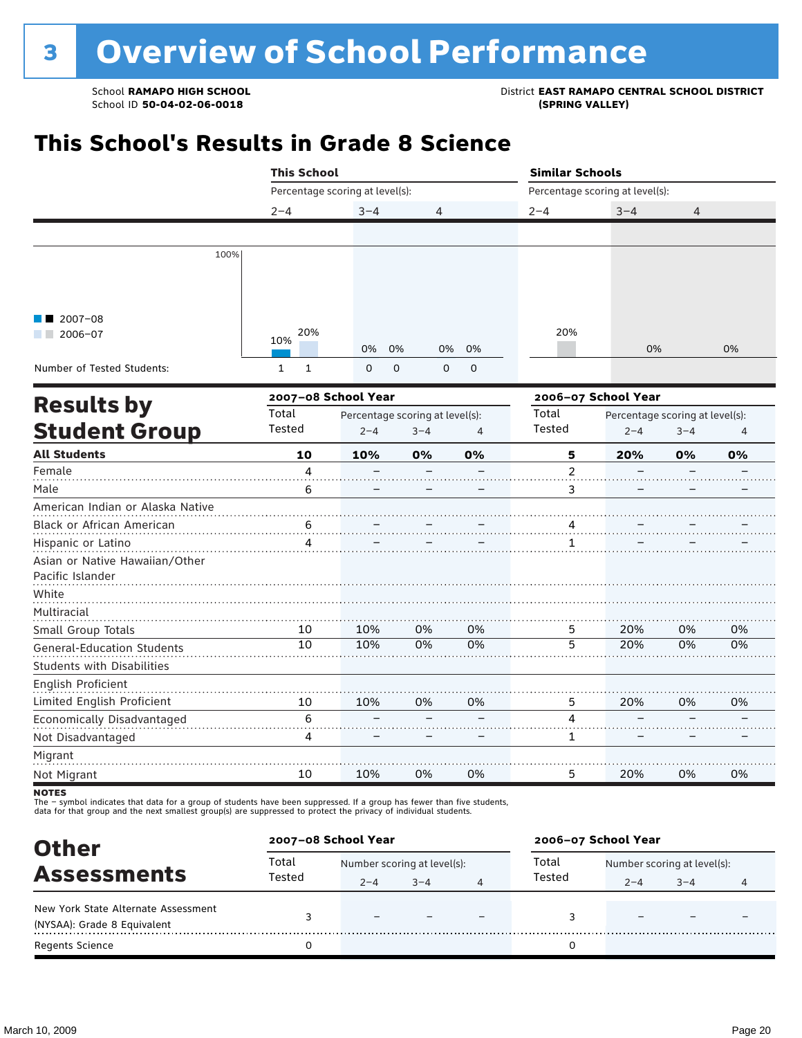# 3 Overview of School Performance

School **RAMAPO HIGH SCHOOL**
School ID **50-04-02-06-0018**

District **EAST RAMAPO CENTRAL SCHOOL DISTRICT (SPRING VALLEY)**

## This School's Results in Grade 8 Science

| | This School | | | Similar Schools | | |
|---|---|---|---|---|---|---|
| Percentage scoring at level(s): | 2–4 | 3–4 | 4 | 2–4 | 3–4 | 4 |
| 2007–08 | 10% | 0% | 0% | | | |
| 2006–07 | 20% | 0% | 0% | 20% | 0% | 0% |
| Number of Tested Students: 2007–08 | 1 | 0 | 0 | | | |
| Number of Tested Students: 2006–07 | 1 | 0 | 0 | | | |

## Results by Student Group

| | 2007–08 School Year | | | | 2006–07 School Year | | | |
|---|---|---|---|---|---|---|---|---|
| | Total Tested | Percentage scoring at level(s): 2–4 | 3–4 | 4 | Total Tested | Percentage scoring at level(s): 2–4 | 3–4 | 4 |
| **All Students** | **10** | **10%** | **0%** | **0%** | **5** | **20%** | **0%** | **0%** |
| Female | 4 | – | – | – | 2 | – | – | – |
| Male | 6 | – | – | – | 3 | – | – | – |
| American Indian or Alaska Native | | | | | | | | |
| Black or African American | 6 | – | – | – | 4 | – | – | – |
| Hispanic or Latino | 4 | – | – | – | 1 | – | – | – |
| Asian or Native Hawaiian/Other Pacific Islander | | | | | | | | |
| White | | | | | | | | |
| Multiracial | | | | | | | | |
| Small Group Totals | 10 | 10% | 0% | 0% | 5 | 20% | 0% | 0% |
| General-Education Students | 10 | 10% | 0% | 0% | 5 | 20% | 0% | 0% |
| Students with Disabilities | | | | | | | | |
| English Proficient | | | | | | | | |
| Limited English Proficient | 10 | 10% | 0% | 0% | 5 | 20% | 0% | 0% |
| Economically Disadvantaged | 6 | – | – | – | 4 | – | – | – |
| Not Disadvantaged | 4 | – | – | – | 1 | – | – | – |
| Migrant | | | | | | | | |
| Not Migrant | 10 | 10% | 0% | 0% | 5 | 20% | 0% | 0% |

**NOTES**
The – symbol indicates that data for a group of students have been suppressed. If a group has fewer than five students, data for that group and the next smallest group(s) are suppressed to protect the privacy of individual students.

## Other Assessments

| | 2007–08 School Year | | | | 2006–07 School Year | | | |
|---|---|---|---|---|---|---|---|---|
| | Total Tested | Number scoring at level(s): 2–4 | 3–4 | 4 | Total Tested | Number scoring at level(s): 2–4 | 3–4 | 4 |
| New York State Alternate Assessment (NYSAA): Grade 8 Equivalent | 3 | – | – | – | 3 | – | – | – |
| Regents Science | 0 | | | | 0 | | | |

March 10, 2009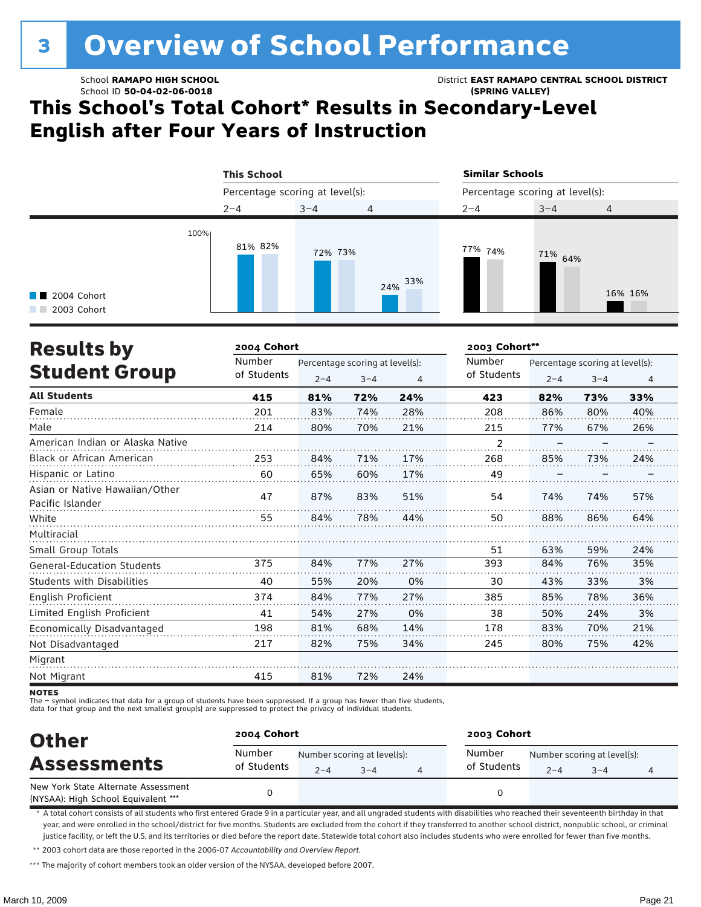# 3 Overview of School Performance

School **RAMAPO HIGH SCHOOL**
School ID **50-04-02-06-0018**

District **EAST RAMAPO CENTRAL SCHOOL DISTRICT (SPRING VALLEY)**

## This School's Total Cohort* Results in Secondary-Level English after Four Years of Instruction

| | This School: Percentage scoring at level(s): | | | Similar Schools: Percentage scoring at level(s): | | |
|---|---|---|---|---|---|---|
| | 2–4 | 3–4 | 4 | 2–4 | 3–4 | 4 |
| 2004 Cohort | 81% | 72% | 24% | 77% | 71% | 16% |
| 2003 Cohort | 82% | 73% | 33% | 74% | 64% | 16% |

## Results by Student Group

| | 2004 Cohort | | | | 2003 Cohort** | | | |
|---|---|---|---|---|---|---|---|---|
| | Number of Students | Percentage scoring at level(s): 2–4 | 3–4 | 4 | Number of Students | Percentage scoring at level(s): 2–4 | 3–4 | 4 |
| **All Students** | **415** | **81%** | **72%** | **24%** | **423** | **82%** | **73%** | **33%** |
| Female | 201 | 83% | 74% | 28% | 208 | 86% | 80% | 40% |
| Male | 214 | 80% | 70% | 21% | 215 | 77% | 67% | 26% |
| American Indian or Alaska Native | | | | | 2 | – | – | – |
| Black or African American | 253 | 84% | 71% | 17% | 268 | 85% | 73% | 24% |
| Hispanic or Latino | 60 | 65% | 60% | 17% | 49 | – | – | – |
| Asian or Native Hawaiian/Other Pacific Islander | 47 | 87% | 83% | 51% | 54 | 74% | 74% | 57% |
| White | 55 | 84% | 78% | 44% | 50 | 88% | 86% | 64% |
| Multiracial | | | | | | | | |
| Small Group Totals | | | | | 51 | 63% | 59% | 24% |
| General-Education Students | 375 | 84% | 77% | 27% | 393 | 84% | 76% | 35% |
| Students with Disabilities | 40 | 55% | 20% | 0% | 30 | 43% | 33% | 3% |
| English Proficient | 374 | 84% | 77% | 27% | 385 | 85% | 78% | 36% |
| Limited English Proficient | 41 | 54% | 27% | 0% | 38 | 50% | 24% | 3% |
| Economically Disadvantaged | 198 | 81% | 68% | 14% | 178 | 83% | 70% | 21% |
| Not Disadvantaged | 217 | 82% | 75% | 34% | 245 | 80% | 75% | 42% |
| Migrant | | | | | | | | |
| Not Migrant | 415 | 81% | 72% | 24% | | | | |

**NOTES**
The – symbol indicates that data for a group of students have been suppressed. If a group has fewer than five students, data for that group and the next smallest group(s) are suppressed to protect the privacy of individual students.

## Other Assessments

| | 2004 Cohort | | | | 2003 Cohort | | | |
|---|---|---|---|---|---|---|---|---|
| | Number of Students | Number scoring at level(s): 2–4 | 3–4 | 4 | Number of Students | Number scoring at level(s): 2–4 | 3–4 | 4 |
| New York State Alternate Assessment (NYSAA): High School Equivalent *** | 0 | | | | 0 | | | |

\* A total cohort consists of all students who first entered Grade 9 in a particular year, and all ungraded students with disabilities who reached their seventeenth birthday in that year, and were enrolled in the school/district for five months. Students are excluded from the cohort if they transferred to another school district, nonpublic school, or criminal justice facility, or left the U.S. and its territories or died before the report date. Statewide total cohort also includes students who were enrolled for fewer than five months.

\** 2003 cohort data are those reported in the 2006-07 *Accountability and Overview Report*.

\*** The majority of cohort members took an older version of the NYSAA, developed before 2007.

March 10, 2009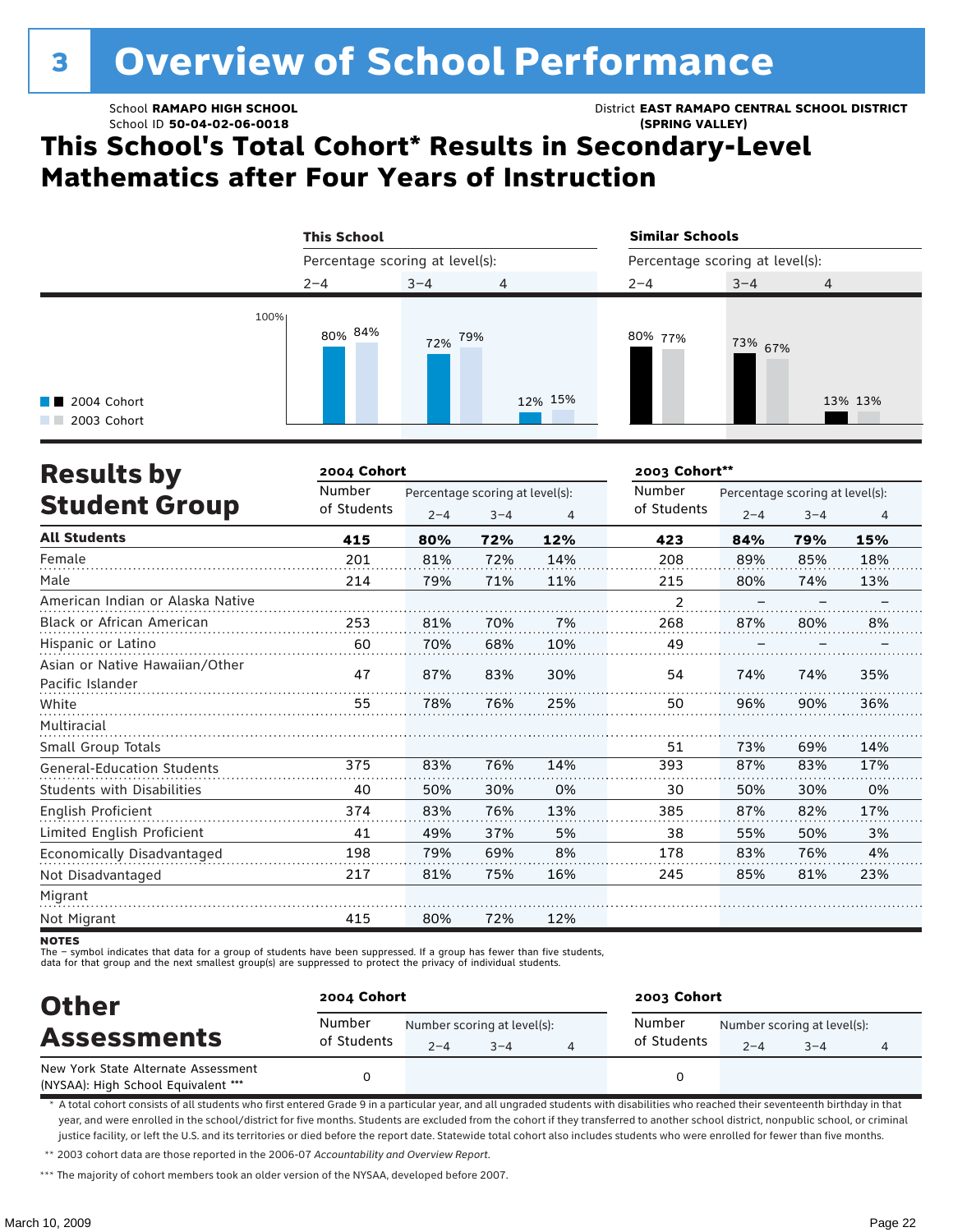# 3 Overview of School Performance

School **RAMAPO HIGH SCHOOL**
School ID **50-04-02-06-0018**

District **EAST RAMAPO CENTRAL SCHOOL DISTRICT (SPRING VALLEY)**

## This School's Total Cohort* Results in Secondary-Level Mathematics after Four Years of Instruction

This School
Percentage scoring at level(s):
2–4 3–4 4
100%
80% 84%
72% 79%
12% 15%

Similar Schools
Percentage scoring at level(s):
2–4 3–4 4
80% 77%
73% 67%
13% 13%

2004 Cohort
2003 Cohort

## Results by Student Group

| | 2004 Cohort | | | | 2003 Cohort** | | | |
|---|---|---|---|---|---|---|---|---|
| | Number of Students | Percentage scoring at level(s): 2–4 | 3–4 | 4 | Number of Students | Percentage scoring at level(s): 2–4 | 3–4 | 4 |
| **All Students** | **415** | **80%** | **72%** | **12%** | **423** | **84%** | **79%** | **15%** |
| Female | 201 | 81% | 72% | 14% | 208 | 89% | 85% | 18% |
| Male | 214 | 79% | 71% | 11% | 215 | 80% | 74% | 13% |
| American Indian or Alaska Native | | | | | 2 | – | – | – |
| Black or African American | 253 | 81% | 70% | 7% | 268 | 87% | 80% | 8% |
| Hispanic or Latino | 60 | 70% | 68% | 10% | 49 | – | – | – |
| Asian or Native Hawaiian/Other Pacific Islander | 47 | 87% | 83% | 30% | 54 | 74% | 74% | 35% |
| White | 55 | 78% | 76% | 25% | 50 | 96% | 90% | 36% |
| Multiracial | | | | | | | | |
| Small Group Totals | | | | | 51 | 73% | 69% | 14% |
| General-Education Students | 375 | 83% | 76% | 14% | 393 | 87% | 83% | 17% |
| Students with Disabilities | 40 | 50% | 30% | 0% | 30 | 50% | 30% | 0% |
| English Proficient | 374 | 83% | 76% | 13% | 385 | 87% | 82% | 17% |
| Limited English Proficient | 41 | 49% | 37% | 5% | 38 | 55% | 50% | 3% |
| Economically Disadvantaged | 198 | 79% | 69% | 8% | 178 | 83% | 76% | 4% |
| Not Disadvantaged | 217 | 81% | 75% | 16% | 245 | 85% | 81% | 23% |
| Migrant | | | | | | | | |
| Not Migrant | 415 | 80% | 72% | 12% | | | | |

**NOTES**
The – symbol indicates that data for a group of students have been suppressed. If a group has fewer than five students, data for that group and the next smallest group(s) are suppressed to protect the privacy of individual students.

## Other Assessments

| | 2004 Cohort | | | | 2003 Cohort | | | |
|---|---|---|---|---|---|---|---|---|
| | Number of Students | Number scoring at level(s): 2–4 | 3–4 | 4 | Number of Students | Number scoring at level(s): 2–4 | 3–4 | 4 |
| New York State Alternate Assessment (NYSAA): High School Equivalent *** | 0 | | | | 0 | | | |

\* A total cohort consists of all students who first entered Grade 9 in a particular year, and all ungraded students with disabilities who reached their seventeenth birthday in that year, and were enrolled in the school/district for five months. Students are excluded from the cohort if they transferred to another school district, nonpublic school, or criminal justice facility, or left the U.S. and its territories or died before the report date. Statewide total cohort also includes students who were enrolled for fewer than five months.

** 2003 cohort data are those reported in the 2006-07 *Accountability and Overview Report*.

*** The majority of cohort members took an older version of the NYSAA, developed before 2007.

March 10, 2009